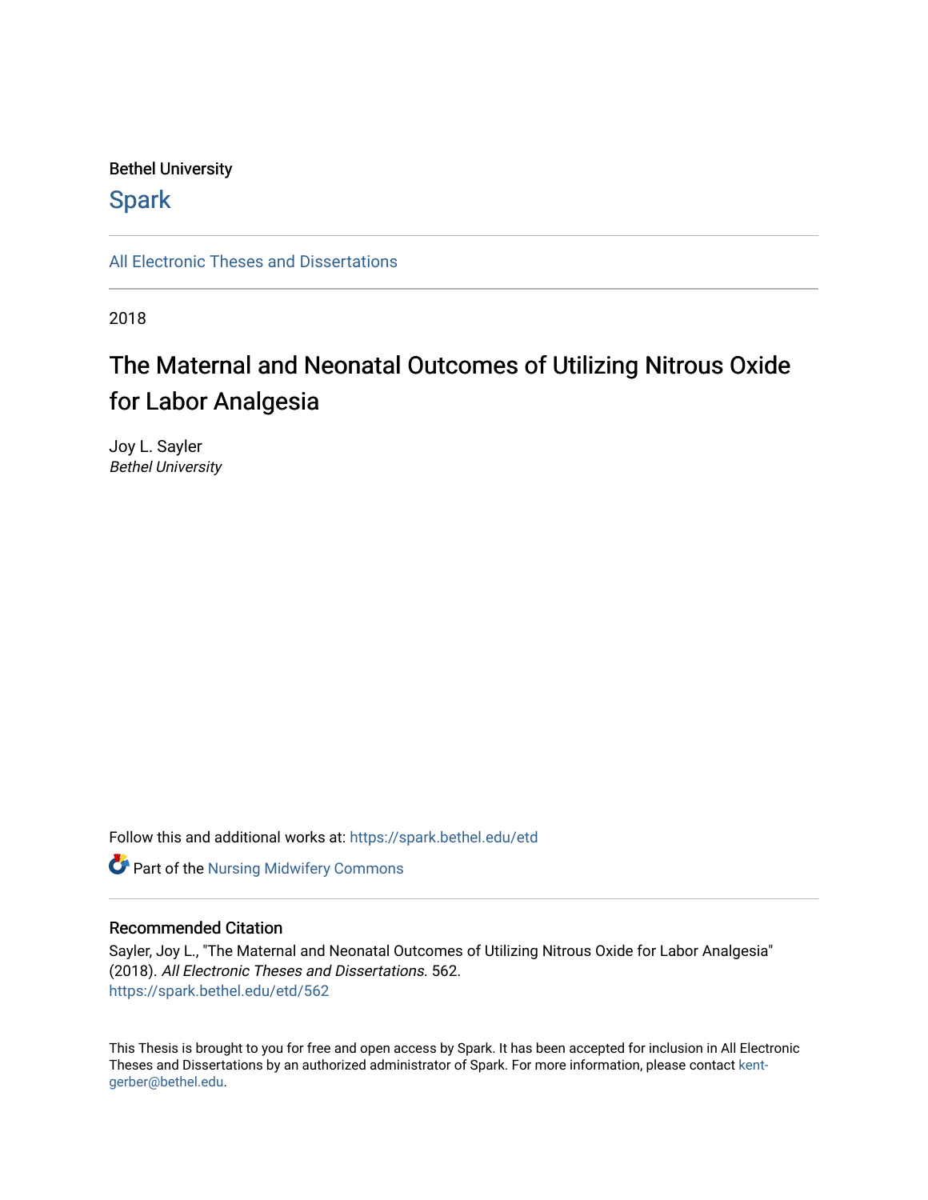Bethel University

# Spark

All Electronic Theses and Dissertations

2018

# The Maternal and Neonatal Outcomes of Utilizing Nitrous Oxide for Labor Analgesia

Joy L. Sayler
*Bethel University*

Follow this and additional works at: https://spark.bethel.edu/etd

Part of the Nursing Midwifery Commons

## Recommended Citation

Sayler, Joy L., "The Maternal and Neonatal Outcomes of Utilizing Nitrous Oxide for Labor Analgesia" (2018). *All Electronic Theses and Dissertations*. 562.
https://spark.bethel.edu/etd/562

This Thesis is brought to you for free and open access by Spark. It has been accepted for inclusion in All Electronic Theses and Dissertations by an authorized administrator of Spark. For more information, please contact kent-gerber@bethel.edu.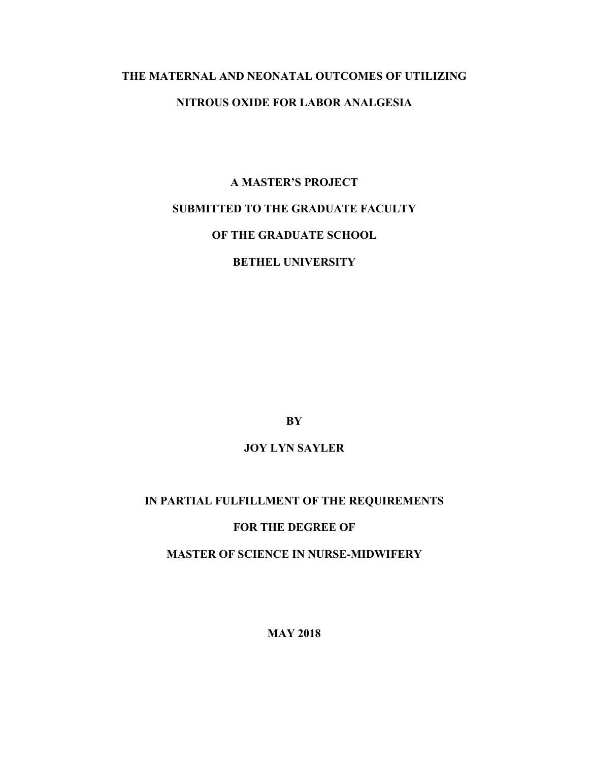# THE MATERNAL AND NEONATAL OUTCOMES OF UTILIZING NITROUS OXIDE FOR LABOR ANALGESIA

A MASTER'S PROJECT

SUBMITTED TO THE GRADUATE FACULTY

OF THE GRADUATE SCHOOL

BETHEL UNIVERSITY

BY

JOY LYN SAYLER

IN PARTIAL FULFILLMENT OF THE REQUIREMENTS

FOR THE DEGREE OF

MASTER OF SCIENCE IN NURSE-MIDWIFERY

MAY 2018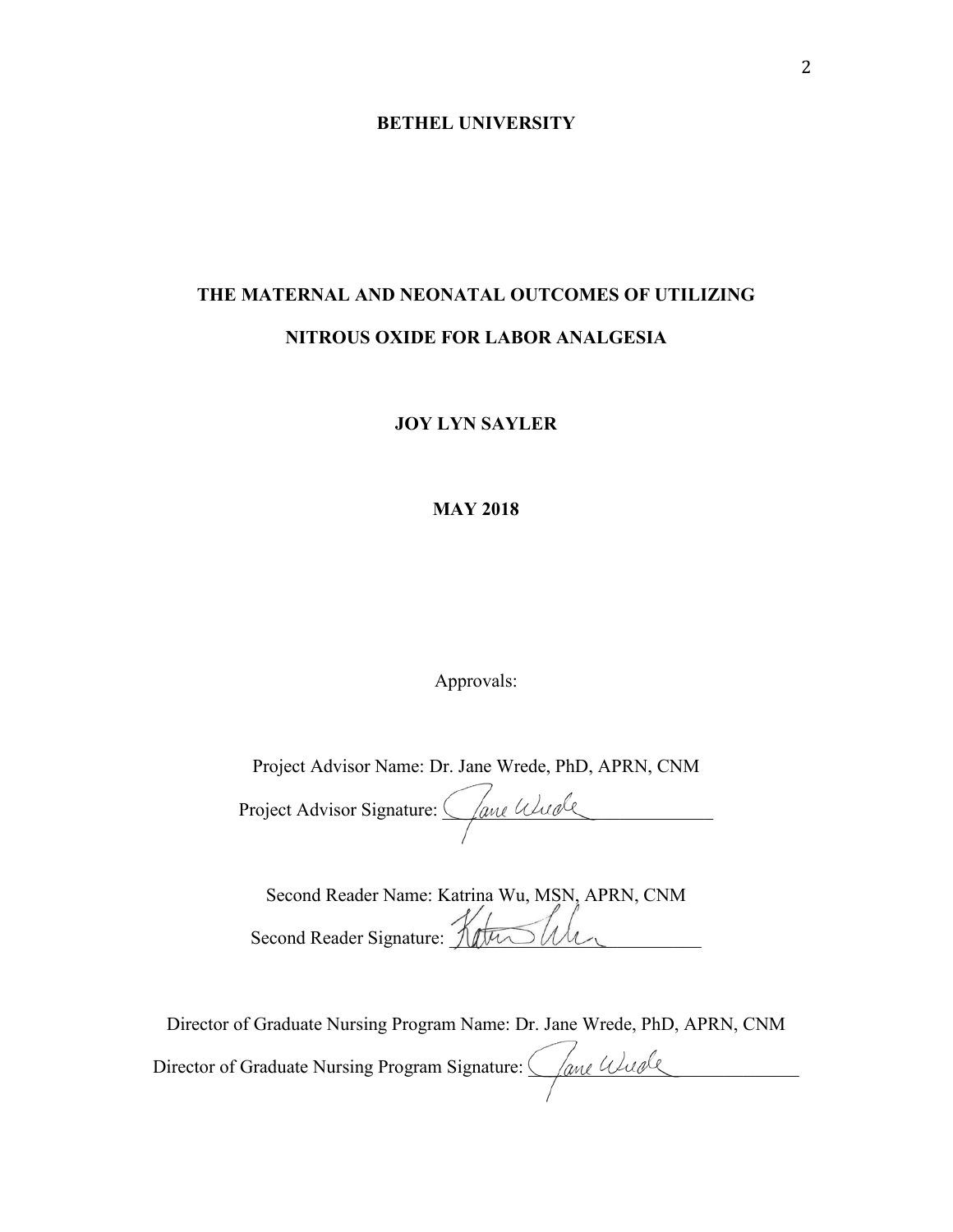**BETHEL UNIVERSITY**

**THE MATERNAL AND NEONATAL OUTCOMES OF UTILIZING NITROUS OXIDE FOR LABOR ANALGESIA**

**JOY LYN SAYLER**

**MAY 2018**

Approvals:

Project Advisor Name: Dr. Jane Wrede, PhD, APRN, CNM

Project Advisor Signature: ____________________

Second Reader Name: Katrina Wu, MSN, APRN, CNM

Second Reader Signature: ____________________

Director of Graduate Nursing Program Name: Dr. Jane Wrede, PhD, APRN, CNM

Director of Graduate Nursing Program Signature: ____________________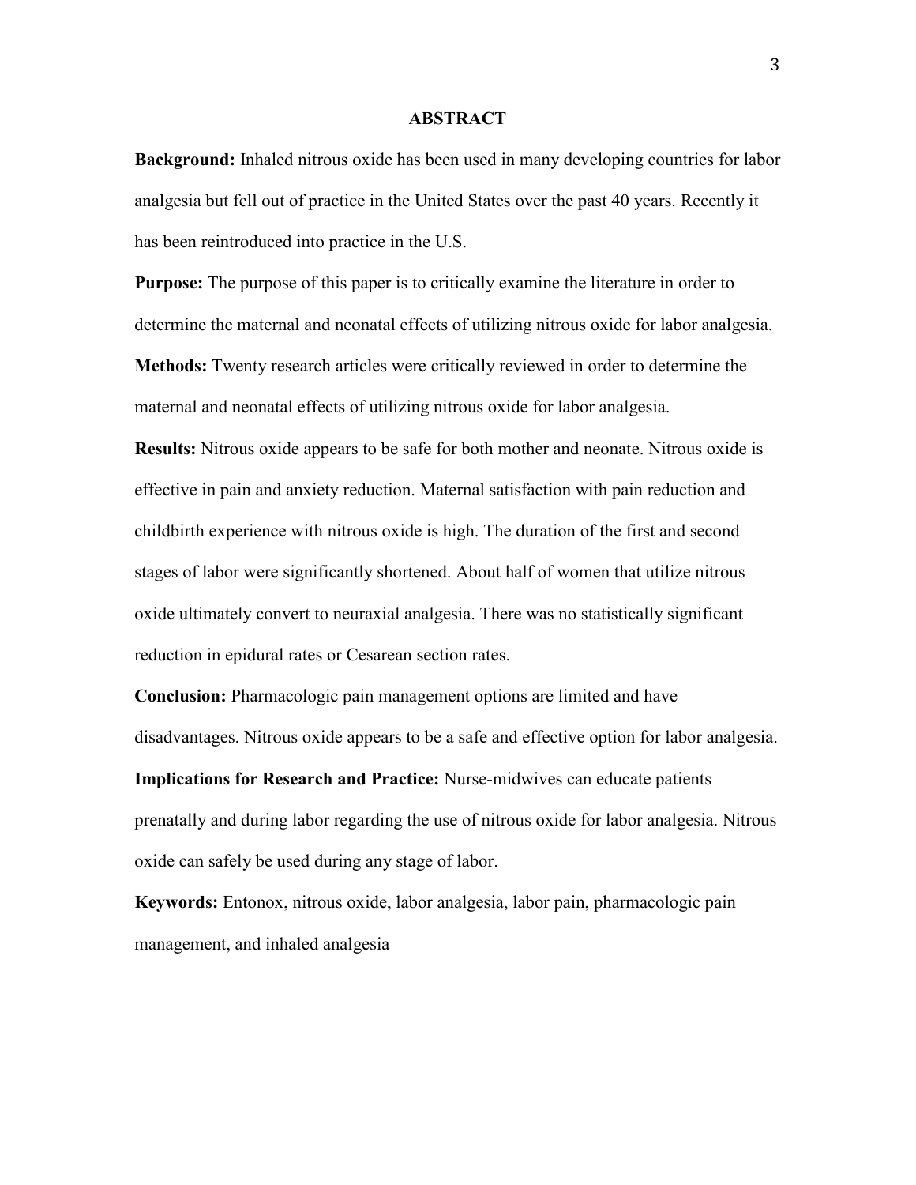## ABSTRACT

**Background:** Inhaled nitrous oxide has been used in many developing countries for labor analgesia but fell out of practice in the United States over the past 40 years. Recently it has been reintroduced into practice in the U.S.

**Purpose:** The purpose of this paper is to critically examine the literature in order to determine the maternal and neonatal effects of utilizing nitrous oxide for labor analgesia.

**Methods:** Twenty research articles were critically reviewed in order to determine the maternal and neonatal effects of utilizing nitrous oxide for labor analgesia.

**Results:** Nitrous oxide appears to be safe for both mother and neonate. Nitrous oxide is effective in pain and anxiety reduction. Maternal satisfaction with pain reduction and childbirth experience with nitrous oxide is high. The duration of the first and second stages of labor were significantly shortened. About half of women that utilize nitrous oxide ultimately convert to neuraxial analgesia. There was no statistically significant reduction in epidural rates or Cesarean section rates.

**Conclusion:** Pharmacologic pain management options are limited and have disadvantages. Nitrous oxide appears to be a safe and effective option for labor analgesia.

**Implications for Research and Practice:** Nurse-midwives can educate patients prenatally and during labor regarding the use of nitrous oxide for labor analgesia. Nitrous oxide can safely be used during any stage of labor.

**Keywords:** Entonox, nitrous oxide, labor analgesia, labor pain, pharmacologic pain management, and inhaled analgesia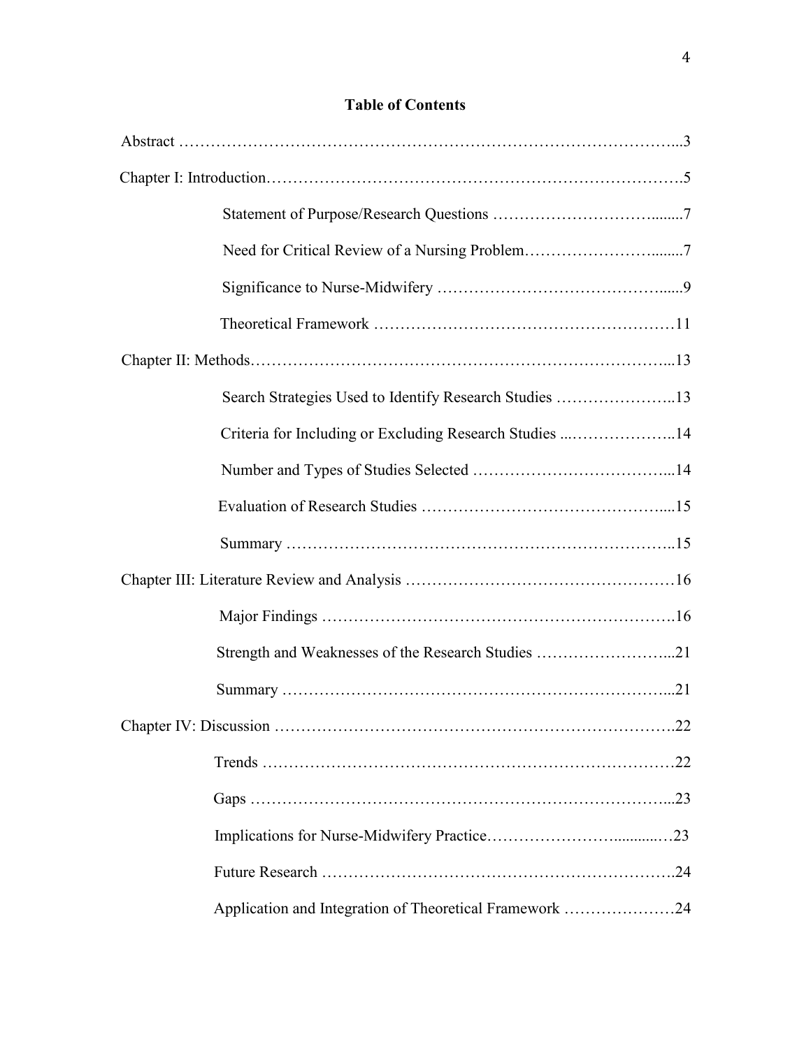## Table of Contents

Abstract ...3

Chapter I: Introduction...5

- Statement of Purpose/Research Questions ...7
- Need for Critical Review of a Nursing Problem...7
- Significance to Nurse-Midwifery ...9
- Theoretical Framework ...11

Chapter II: Methods...13

- Search Strategies Used to Identify Research Studies ...13
- Criteria for Including or Excluding Research Studies ...14
- Number and Types of Studies Selected ...14
- Evaluation of Research Studies ...15
- Summary ...15

Chapter III: Literature Review and Analysis ...16

- Major Findings ...16
- Strength and Weaknesses of the Research Studies ...21
- Summary ...21

Chapter IV: Discussion ...22

- Trends ...22
- Gaps ...23
- Implications for Nurse-Midwifery Practice...23
- Future Research ...24
- Application and Integration of Theoretical Framework ...24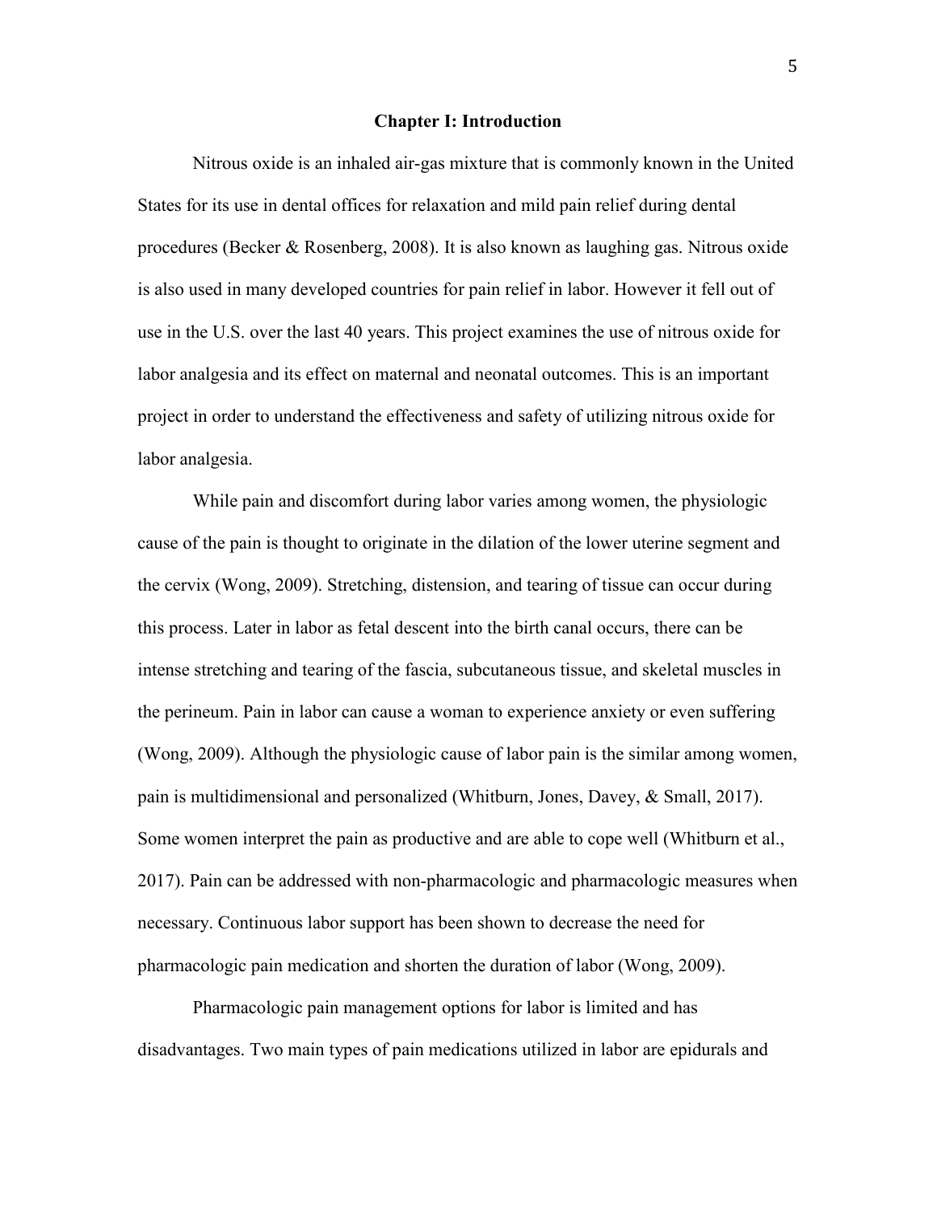# Chapter I: Introduction

Nitrous oxide is an inhaled air-gas mixture that is commonly known in the United States for its use in dental offices for relaxation and mild pain relief during dental procedures (Becker & Rosenberg, 2008). It is also known as laughing gas. Nitrous oxide is also used in many developed countries for pain relief in labor. However it fell out of use in the U.S. over the last 40 years. This project examines the use of nitrous oxide for labor analgesia and its effect on maternal and neonatal outcomes. This is an important project in order to understand the effectiveness and safety of utilizing nitrous oxide for labor analgesia.

While pain and discomfort during labor varies among women, the physiologic cause of the pain is thought to originate in the dilation of the lower uterine segment and the cervix (Wong, 2009). Stretching, distension, and tearing of tissue can occur during this process. Later in labor as fetal descent into the birth canal occurs, there can be intense stretching and tearing of the fascia, subcutaneous tissue, and skeletal muscles in the perineum. Pain in labor can cause a woman to experience anxiety or even suffering (Wong, 2009). Although the physiologic cause of labor pain is the similar among women, pain is multidimensional and personalized (Whitburn, Jones, Davey, & Small, 2017). Some women interpret the pain as productive and are able to cope well (Whitburn et al., 2017). Pain can be addressed with non-pharmacologic and pharmacologic measures when necessary. Continuous labor support has been shown to decrease the need for pharmacologic pain medication and shorten the duration of labor (Wong, 2009).

Pharmacologic pain management options for labor is limited and has disadvantages. Two main types of pain medications utilized in labor are epidurals and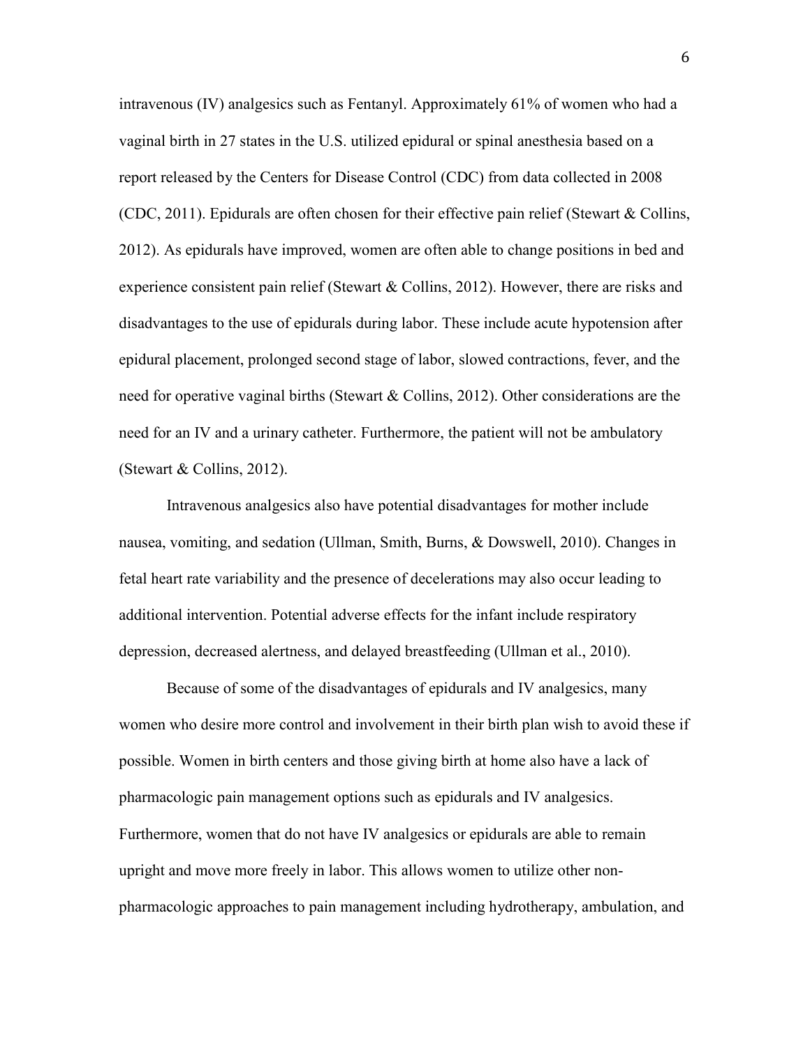intravenous (IV) analgesics such as Fentanyl. Approximately 61% of women who had a vaginal birth in 27 states in the U.S. utilized epidural or spinal anesthesia based on a report released by the Centers for Disease Control (CDC) from data collected in 2008 (CDC, 2011). Epidurals are often chosen for their effective pain relief (Stewart & Collins, 2012). As epidurals have improved, women are often able to change positions in bed and experience consistent pain relief (Stewart & Collins, 2012). However, there are risks and disadvantages to the use of epidurals during labor. These include acute hypotension after epidural placement, prolonged second stage of labor, slowed contractions, fever, and the need for operative vaginal births (Stewart & Collins, 2012). Other considerations are the need for an IV and a urinary catheter. Furthermore, the patient will not be ambulatory (Stewart & Collins, 2012).

Intravenous analgesics also have potential disadvantages for mother include nausea, vomiting, and sedation (Ullman, Smith, Burns, & Dowswell, 2010). Changes in fetal heart rate variability and the presence of decelerations may also occur leading to additional intervention. Potential adverse effects for the infant include respiratory depression, decreased alertness, and delayed breastfeeding (Ullman et al., 2010).

Because of some of the disadvantages of epidurals and IV analgesics, many women who desire more control and involvement in their birth plan wish to avoid these if possible. Women in birth centers and those giving birth at home also have a lack of pharmacologic pain management options such as epidurals and IV analgesics. Furthermore, women that do not have IV analgesics or epidurals are able to remain upright and move more freely in labor. This allows women to utilize other non-pharmacologic approaches to pain management including hydrotherapy, ambulation, and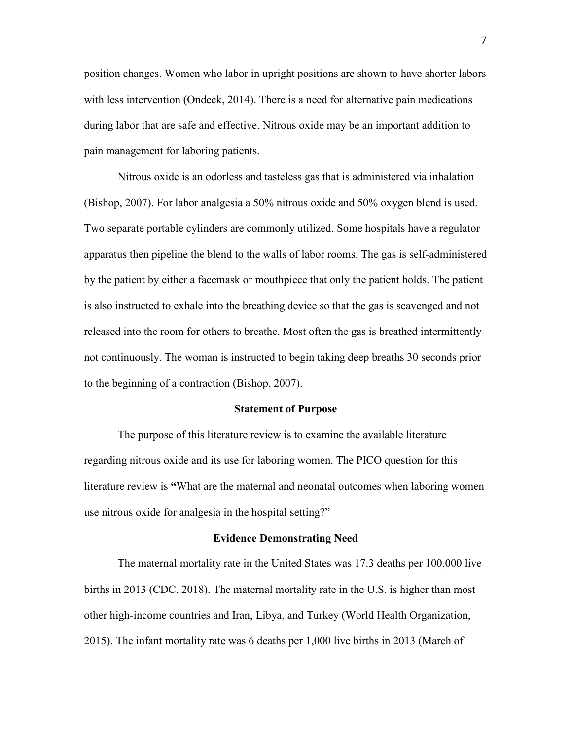position changes. Women who labor in upright positions are shown to have shorter labors with less intervention (Ondeck, 2014). There is a need for alternative pain medications during labor that are safe and effective. Nitrous oxide may be an important addition to pain management for laboring patients.

Nitrous oxide is an odorless and tasteless gas that is administered via inhalation (Bishop, 2007). For labor analgesia a 50% nitrous oxide and 50% oxygen blend is used. Two separate portable cylinders are commonly utilized. Some hospitals have a regulator apparatus then pipeline the blend to the walls of labor rooms. The gas is self-administered by the patient by either a facemask or mouthpiece that only the patient holds. The patient is also instructed to exhale into the breathing device so that the gas is scavenged and not released into the room for others to breathe. Most often the gas is breathed intermittently not continuously. The woman is instructed to begin taking deep breaths 30 seconds prior to the beginning of a contraction (Bishop, 2007).

## Statement of Purpose

The purpose of this literature review is to examine the available literature regarding nitrous oxide and its use for laboring women. The PICO question for this literature review is **"**What are the maternal and neonatal outcomes when laboring women use nitrous oxide for analgesia in the hospital setting?"

## Evidence Demonstrating Need

The maternal mortality rate in the United States was 17.3 deaths per 100,000 live births in 2013 (CDC, 2018). The maternal mortality rate in the U.S. is higher than most other high-income countries and Iran, Libya, and Turkey (World Health Organization, 2015). The infant mortality rate was 6 deaths per 1,000 live births in 2013 (March of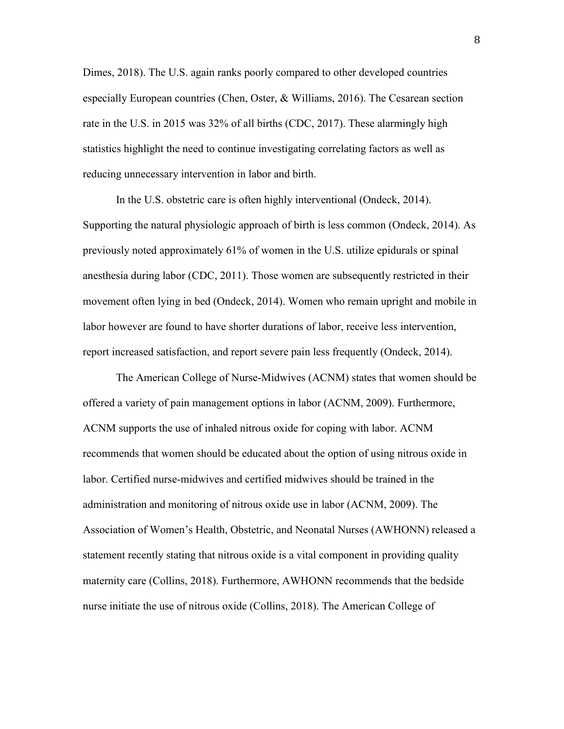Dimes, 2018). The U.S. again ranks poorly compared to other developed countries especially European countries (Chen, Oster, & Williams, 2016). The Cesarean section rate in the U.S. in 2015 was 32% of all births (CDC, 2017). These alarmingly high statistics highlight the need to continue investigating correlating factors as well as reducing unnecessary intervention in labor and birth.

In the U.S. obstetric care is often highly interventional (Ondeck, 2014). Supporting the natural physiologic approach of birth is less common (Ondeck, 2014). As previously noted approximately 61% of women in the U.S. utilize epidurals or spinal anesthesia during labor (CDC, 2011). Those women are subsequently restricted in their movement often lying in bed (Ondeck, 2014). Women who remain upright and mobile in labor however are found to have shorter durations of labor, receive less intervention, report increased satisfaction, and report severe pain less frequently (Ondeck, 2014).

The American College of Nurse-Midwives (ACNM) states that women should be offered a variety of pain management options in labor (ACNM, 2009). Furthermore, ACNM supports the use of inhaled nitrous oxide for coping with labor. ACNM recommends that women should be educated about the option of using nitrous oxide in labor. Certified nurse-midwives and certified midwives should be trained in the administration and monitoring of nitrous oxide use in labor (ACNM, 2009). The Association of Women's Health, Obstetric, and Neonatal Nurses (AWHONN) released a statement recently stating that nitrous oxide is a vital component in providing quality maternity care (Collins, 2018). Furthermore, AWHONN recommends that the bedside nurse initiate the use of nitrous oxide (Collins, 2018). The American College of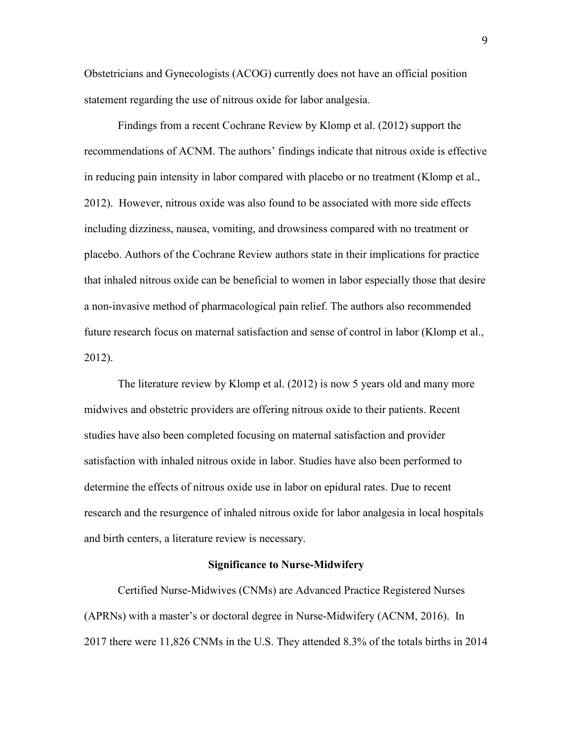Obstetricians and Gynecologists (ACOG) currently does not have an official position statement regarding the use of nitrous oxide for labor analgesia.

Findings from a recent Cochrane Review by Klomp et al. (2012) support the recommendations of ACNM. The authors' findings indicate that nitrous oxide is effective in reducing pain intensity in labor compared with placebo or no treatment (Klomp et al., 2012). However, nitrous oxide was also found to be associated with more side effects including dizziness, nausea, vomiting, and drowsiness compared with no treatment or placebo. Authors of the Cochrane Review authors state in their implications for practice that inhaled nitrous oxide can be beneficial to women in labor especially those that desire a non-invasive method of pharmacological pain relief. The authors also recommended future research focus on maternal satisfaction and sense of control in labor (Klomp et al., 2012).

The literature review by Klomp et al. (2012) is now 5 years old and many more midwives and obstetric providers are offering nitrous oxide to their patients. Recent studies have also been completed focusing on maternal satisfaction and provider satisfaction with inhaled nitrous oxide in labor. Studies have also been performed to determine the effects of nitrous oxide use in labor on epidural rates. Due to recent research and the resurgence of inhaled nitrous oxide for labor analgesia in local hospitals and birth centers, a literature review is necessary.

## Significance to Nurse-Midwifery

Certified Nurse-Midwives (CNMs) are Advanced Practice Registered Nurses (APRNs) with a master's or doctoral degree in Nurse-Midwifery (ACNM, 2016). In 2017 there were 11,826 CNMs in the U.S. They attended 8.3% of the totals births in 2014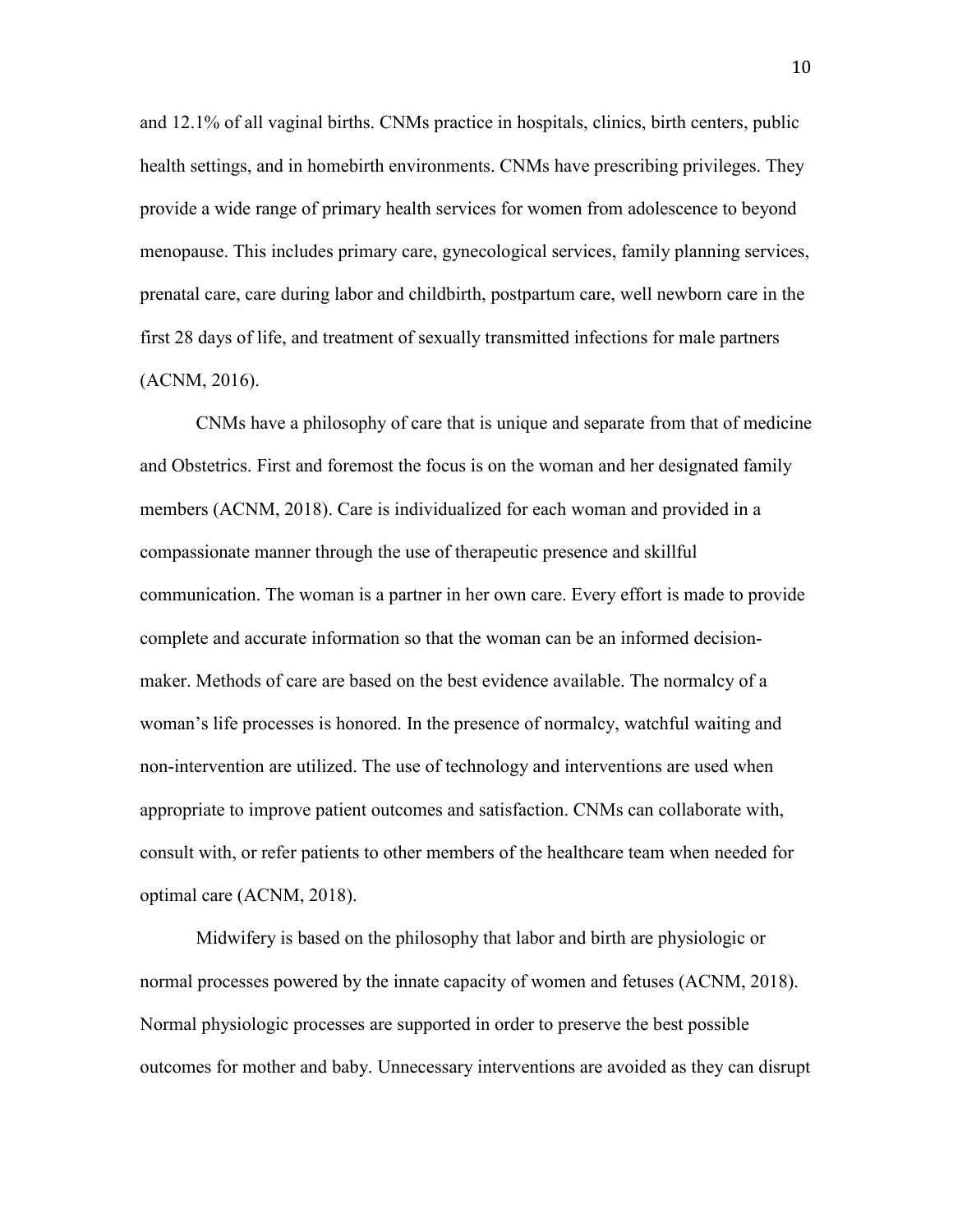and 12.1% of all vaginal births. CNMs practice in hospitals, clinics, birth centers, public health settings, and in homebirth environments. CNMs have prescribing privileges. They provide a wide range of primary health services for women from adolescence to beyond menopause. This includes primary care, gynecological services, family planning services, prenatal care, care during labor and childbirth, postpartum care, well newborn care in the first 28 days of life, and treatment of sexually transmitted infections for male partners (ACNM, 2016).

CNMs have a philosophy of care that is unique and separate from that of medicine and Obstetrics. First and foremost the focus is on the woman and her designated family members (ACNM, 2018). Care is individualized for each woman and provided in a compassionate manner through the use of therapeutic presence and skillful communication. The woman is a partner in her own care. Every effort is made to provide complete and accurate information so that the woman can be an informed decision-maker. Methods of care are based on the best evidence available. The normalcy of a woman's life processes is honored. In the presence of normalcy, watchful waiting and non-intervention are utilized. The use of technology and interventions are used when appropriate to improve patient outcomes and satisfaction. CNMs can collaborate with, consult with, or refer patients to other members of the healthcare team when needed for optimal care (ACNM, 2018).

Midwifery is based on the philosophy that labor and birth are physiologic or normal processes powered by the innate capacity of women and fetuses (ACNM, 2018). Normal physiologic processes are supported in order to preserve the best possible outcomes for mother and baby. Unnecessary interventions are avoided as they can disrupt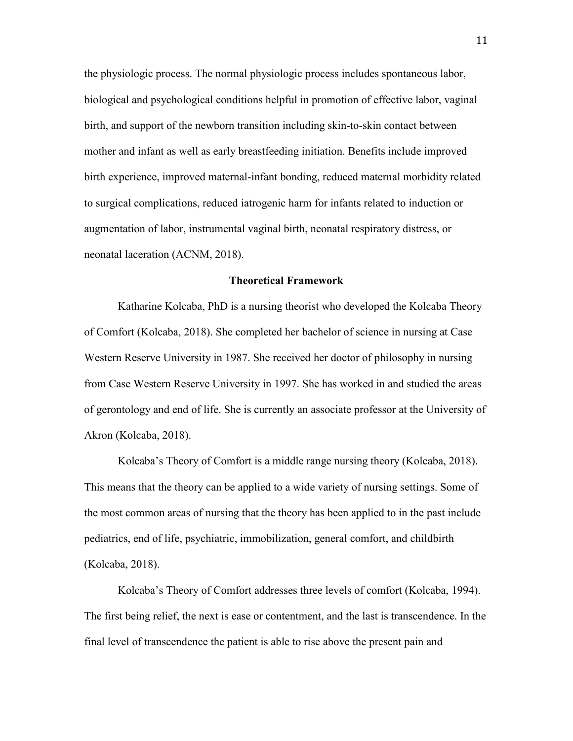the physiologic process. The normal physiologic process includes spontaneous labor, biological and psychological conditions helpful in promotion of effective labor, vaginal birth, and support of the newborn transition including skin-to-skin contact between mother and infant as well as early breastfeeding initiation. Benefits include improved birth experience, improved maternal-infant bonding, reduced maternal morbidity related to surgical complications, reduced iatrogenic harm for infants related to induction or augmentation of labor, instrumental vaginal birth, neonatal respiratory distress, or neonatal laceration (ACNM, 2018).

## Theoretical Framework

Katharine Kolcaba, PhD is a nursing theorist who developed the Kolcaba Theory of Comfort (Kolcaba, 2018). She completed her bachelor of science in nursing at Case Western Reserve University in 1987. She received her doctor of philosophy in nursing from Case Western Reserve University in 1997. She has worked in and studied the areas of gerontology and end of life. She is currently an associate professor at the University of Akron (Kolcaba, 2018).

Kolcaba's Theory of Comfort is a middle range nursing theory (Kolcaba, 2018). This means that the theory can be applied to a wide variety of nursing settings. Some of the most common areas of nursing that the theory has been applied to in the past include pediatrics, end of life, psychiatric, immobilization, general comfort, and childbirth (Kolcaba, 2018).

Kolcaba's Theory of Comfort addresses three levels of comfort (Kolcaba, 1994). The first being relief, the next is ease or contentment, and the last is transcendence. In the final level of transcendence the patient is able to rise above the present pain and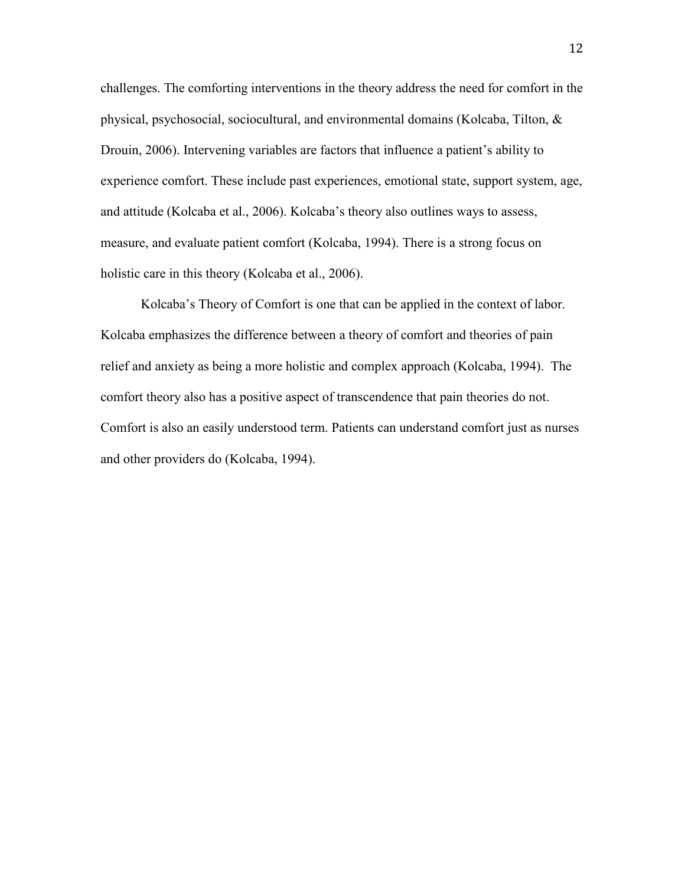challenges. The comforting interventions in the theory address the need for comfort in the physical, psychosocial, sociocultural, and environmental domains (Kolcaba, Tilton, & Drouin, 2006). Intervening variables are factors that influence a patient's ability to experience comfort. These include past experiences, emotional state, support system, age, and attitude (Kolcaba et al., 2006). Kolcaba's theory also outlines ways to assess, measure, and evaluate patient comfort (Kolcaba, 1994). There is a strong focus on holistic care in this theory (Kolcaba et al., 2006).

Kolcaba's Theory of Comfort is one that can be applied in the context of labor. Kolcaba emphasizes the difference between a theory of comfort and theories of pain relief and anxiety as being a more holistic and complex approach (Kolcaba, 1994). The comfort theory also has a positive aspect of transcendence that pain theories do not. Comfort is also an easily understood term. Patients can understand comfort just as nurses and other providers do (Kolcaba, 1994).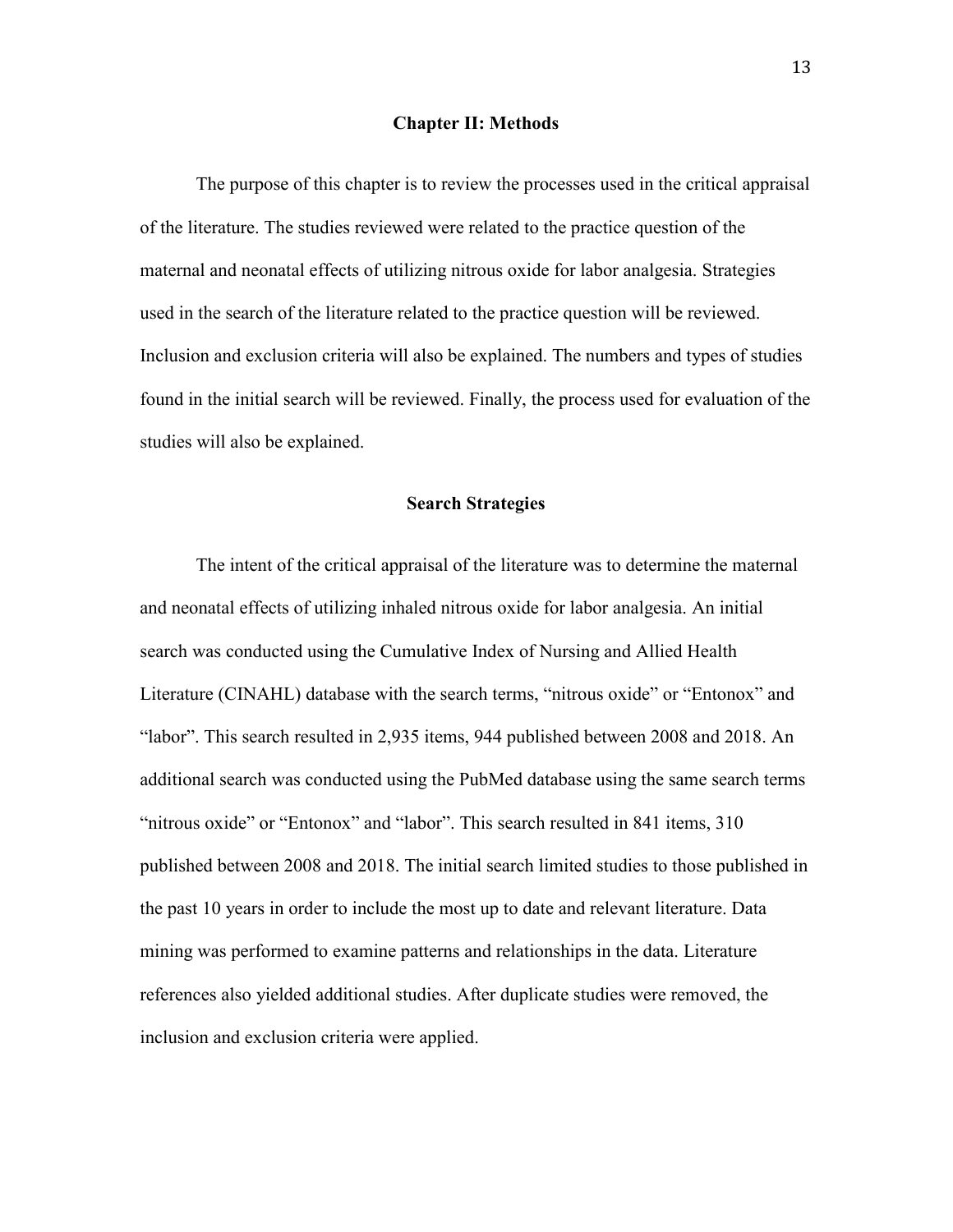## Chapter II: Methods

The purpose of this chapter is to review the processes used in the critical appraisal of the literature. The studies reviewed were related to the practice question of the maternal and neonatal effects of utilizing nitrous oxide for labor analgesia. Strategies used in the search of the literature related to the practice question will be reviewed. Inclusion and exclusion criteria will also be explained. The numbers and types of studies found in the initial search will be reviewed. Finally, the process used for evaluation of the studies will also be explained.

### Search Strategies

The intent of the critical appraisal of the literature was to determine the maternal and neonatal effects of utilizing inhaled nitrous oxide for labor analgesia. An initial search was conducted using the Cumulative Index of Nursing and Allied Health Literature (CINAHL) database with the search terms, "nitrous oxide" or "Entonox" and "labor". This search resulted in 2,935 items, 944 published between 2008 and 2018. An additional search was conducted using the PubMed database using the same search terms "nitrous oxide" or "Entonox" and "labor". This search resulted in 841 items, 310 published between 2008 and 2018. The initial search limited studies to those published in the past 10 years in order to include the most up to date and relevant literature. Data mining was performed to examine patterns and relationships in the data. Literature references also yielded additional studies. After duplicate studies were removed, the inclusion and exclusion criteria were applied.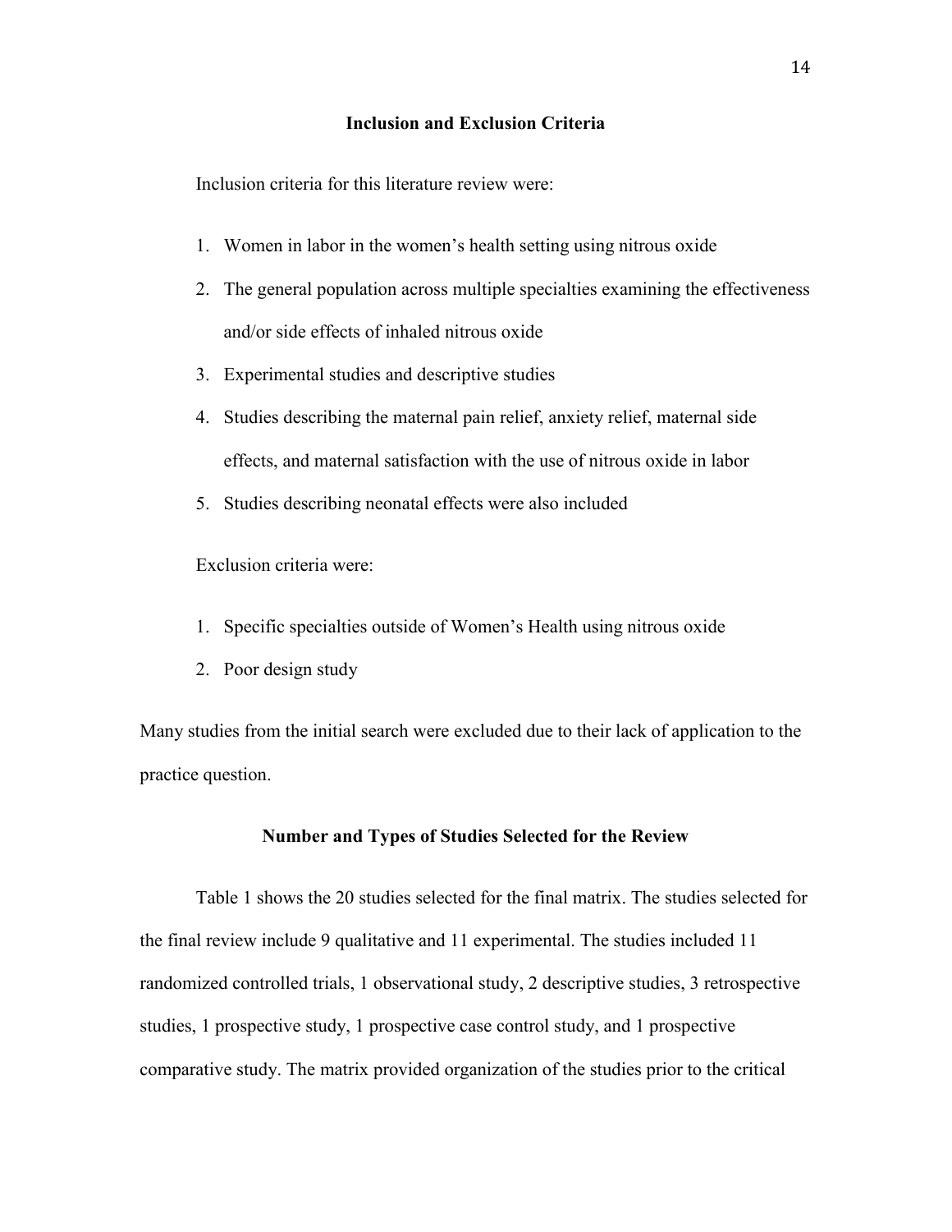## Inclusion and Exclusion Criteria

Inclusion criteria for this literature review were:

1. Women in labor in the women's health setting using nitrous oxide
2. The general population across multiple specialties examining the effectiveness and/or side effects of inhaled nitrous oxide
3. Experimental studies and descriptive studies
4. Studies describing the maternal pain relief, anxiety relief, maternal side effects, and maternal satisfaction with the use of nitrous oxide in labor
5. Studies describing neonatal effects were also included

Exclusion criteria were:

1. Specific specialties outside of Women's Health using nitrous oxide
2. Poor design study

Many studies from the initial search were excluded due to their lack of application to the practice question.

## Number and Types of Studies Selected for the Review

Table 1 shows the 20 studies selected for the final matrix. The studies selected for the final review include 9 qualitative and 11 experimental. The studies included 11 randomized controlled trials, 1 observational study, 2 descriptive studies, 3 retrospective studies, 1 prospective study, 1 prospective case control study, and 1 prospective comparative study. The matrix provided organization of the studies prior to the critical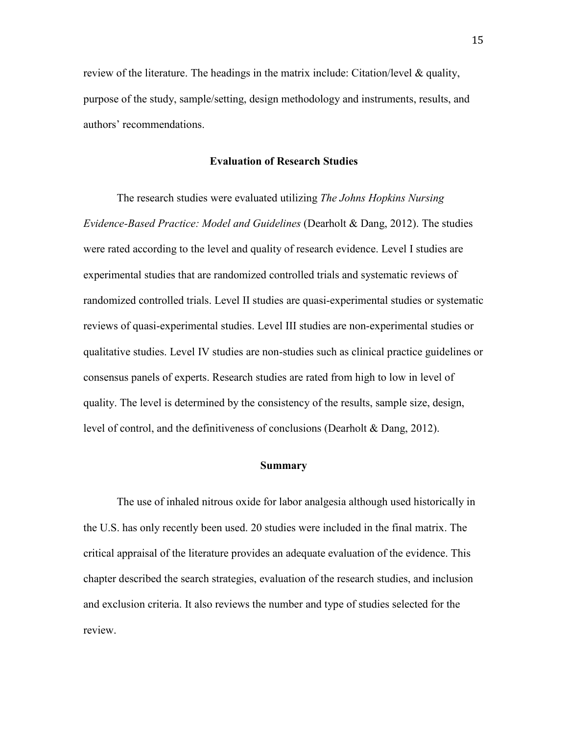review of the literature. The headings in the matrix include: Citation/level & quality, purpose of the study, sample/setting, design methodology and instruments, results, and authors' recommendations.

## Evaluation of Research Studies

The research studies were evaluated utilizing *The Johns Hopkins Nursing Evidence-Based Practice: Model and Guidelines* (Dearholt & Dang, 2012). The studies were rated according to the level and quality of research evidence. Level I studies are experimental studies that are randomized controlled trials and systematic reviews of randomized controlled trials. Level II studies are quasi-experimental studies or systematic reviews of quasi-experimental studies. Level III studies are non-experimental studies or qualitative studies. Level IV studies are non-studies such as clinical practice guidelines or consensus panels of experts. Research studies are rated from high to low in level of quality. The level is determined by the consistency of the results, sample size, design, level of control, and the definitiveness of conclusions (Dearholt & Dang, 2012).

## Summary

The use of inhaled nitrous oxide for labor analgesia although used historically in the U.S. has only recently been used. 20 studies were included in the final matrix. The critical appraisal of the literature provides an adequate evaluation of the evidence. This chapter described the search strategies, evaluation of the research studies, and inclusion and exclusion criteria. It also reviews the number and type of studies selected for the review.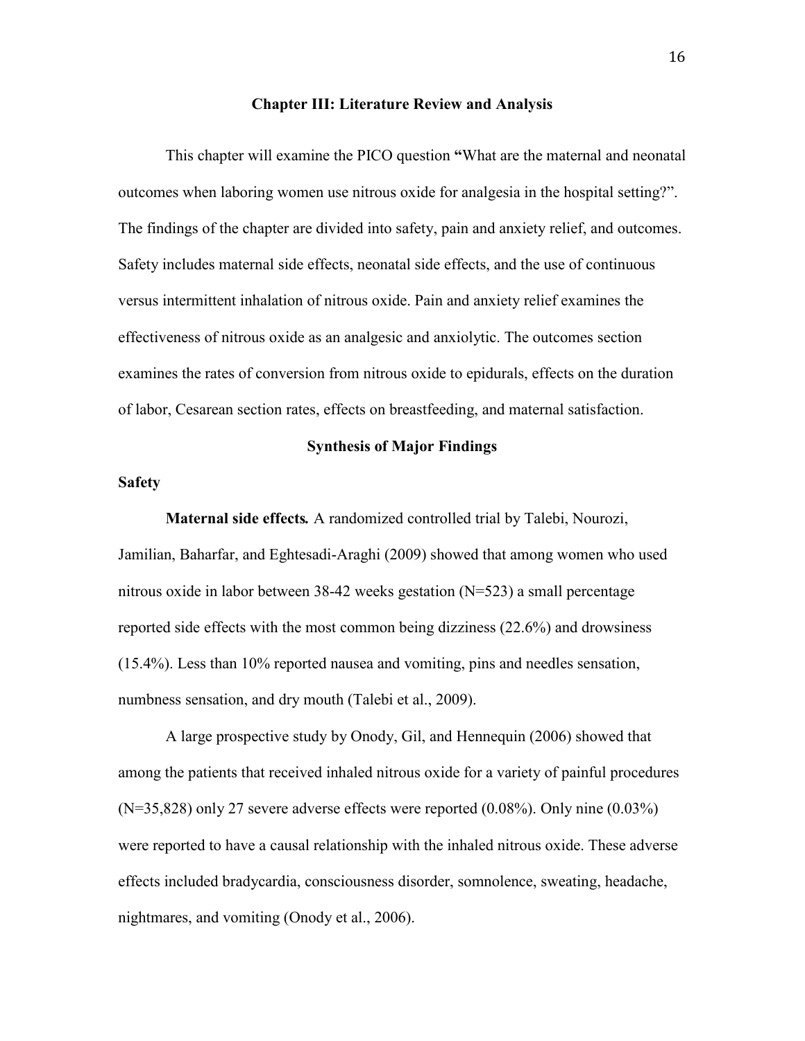# Chapter III: Literature Review and Analysis

This chapter will examine the PICO question **"**What are the maternal and neonatal outcomes when laboring women use nitrous oxide for analgesia in the hospital setting?". The findings of the chapter are divided into safety, pain and anxiety relief, and outcomes. Safety includes maternal side effects, neonatal side effects, and the use of continuous versus intermittent inhalation of nitrous oxide. Pain and anxiety relief examines the effectiveness of nitrous oxide as an analgesic and anxiolytic. The outcomes section examines the rates of conversion from nitrous oxide to epidurals, effects on the duration of labor, Cesarean section rates, effects on breastfeeding, and maternal satisfaction.

## Synthesis of Major Findings

### Safety

**Maternal side effects*.*** A randomized controlled trial by Talebi, Nourozi, Jamilian, Baharfar, and Eghtesadi-Araghi (2009) showed that among women who used nitrous oxide in labor between 38-42 weeks gestation (N=523) a small percentage reported side effects with the most common being dizziness (22.6%) and drowsiness (15.4%). Less than 10% reported nausea and vomiting, pins and needles sensation, numbness sensation, and dry mouth (Talebi et al., 2009).

A large prospective study by Onody, Gil, and Hennequin (2006) showed that among the patients that received inhaled nitrous oxide for a variety of painful procedures (N=35,828) only 27 severe adverse effects were reported (0.08%). Only nine (0.03%) were reported to have a causal relationship with the inhaled nitrous oxide. These adverse effects included bradycardia, consciousness disorder, somnolence, sweating, headache, nightmares, and vomiting (Onody et al., 2006).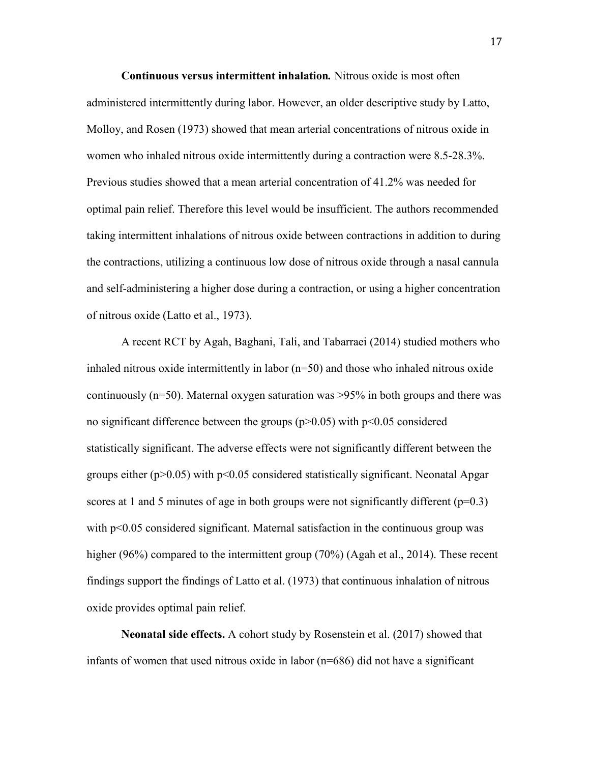**Continuous versus intermittent inhalation.** Nitrous oxide is most often administered intermittently during labor. However, an older descriptive study by Latto, Molloy, and Rosen (1973) showed that mean arterial concentrations of nitrous oxide in women who inhaled nitrous oxide intermittently during a contraction were 8.5-28.3%. Previous studies showed that a mean arterial concentration of 41.2% was needed for optimal pain relief. Therefore this level would be insufficient. The authors recommended taking intermittent inhalations of nitrous oxide between contractions in addition to during the contractions, utilizing a continuous low dose of nitrous oxide through a nasal cannula and self-administering a higher dose during a contraction, or using a higher concentration of nitrous oxide (Latto et al., 1973).

A recent RCT by Agah, Baghani, Tali, and Tabarraei (2014) studied mothers who inhaled nitrous oxide intermittently in labor (n=50) and those who inhaled nitrous oxide continuously (n=50). Maternal oxygen saturation was >95% in both groups and there was no significant difference between the groups ($p>0.05$) with $p<0.05$ considered statistically significant. The adverse effects were not significantly different between the groups either ($p>0.05$) with $p<0.05$ considered statistically significant. Neonatal Apgar scores at 1 and 5 minutes of age in both groups were not significantly different ($p=0.3$) with $p<0.05$ considered significant. Maternal satisfaction in the continuous group was higher (96%) compared to the intermittent group (70%) (Agah et al., 2014). These recent findings support the findings of Latto et al. (1973) that continuous inhalation of nitrous oxide provides optimal pain relief.

**Neonatal side effects.** A cohort study by Rosenstein et al. (2017) showed that infants of women that used nitrous oxide in labor (n=686) did not have a significant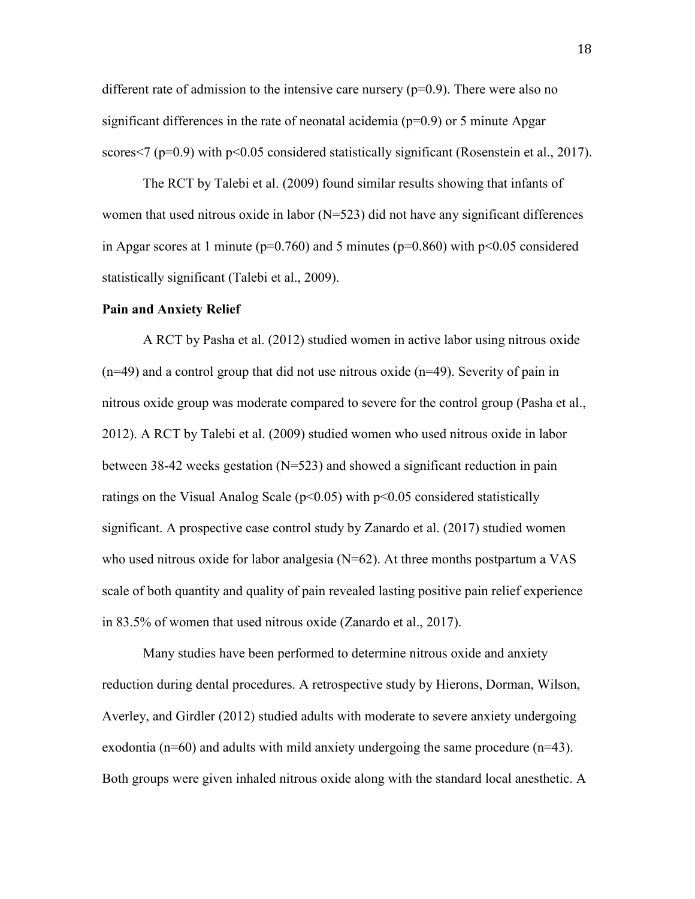different rate of admission to the intensive care nursery ($p=0.9$). There were also no significant differences in the rate of neonatal acidemia ($p=0.9$) or 5 minute Apgar scores<7 ($p=0.9$) with $p<0.05$ considered statistically significant (Rosenstein et al., 2017).

The RCT by Talebi et al. (2009) found similar results showing that infants of women that used nitrous oxide in labor (N=523) did not have any significant differences in Apgar scores at 1 minute ($p=0.760$) and 5 minutes ($p=0.860$) with $p<0.05$ considered statistically significant (Talebi et al., 2009).

**Pain and Anxiety Relief**

A RCT by Pasha et al. (2012) studied women in active labor using nitrous oxide (n=49) and a control group that did not use nitrous oxide (n=49). Severity of pain in nitrous oxide group was moderate compared to severe for the control group (Pasha et al., 2012). A RCT by Talebi et al. (2009) studied women who used nitrous oxide in labor between 38-42 weeks gestation (N=523) and showed a significant reduction in pain ratings on the Visual Analog Scale ($p<0.05$) with $p<0.05$ considered statistically significant. A prospective case control study by Zanardo et al. (2017) studied women who used nitrous oxide for labor analgesia (N=62). At three months postpartum a VAS scale of both quantity and quality of pain revealed lasting positive pain relief experience in 83.5% of women that used nitrous oxide (Zanardo et al., 2017).

Many studies have been performed to determine nitrous oxide and anxiety reduction during dental procedures. A retrospective study by Hierons, Dorman, Wilson, Averley, and Girdler (2012) studied adults with moderate to severe anxiety undergoing exodontia (n=60) and adults with mild anxiety undergoing the same procedure (n=43). Both groups were given inhaled nitrous oxide along with the standard local anesthetic. A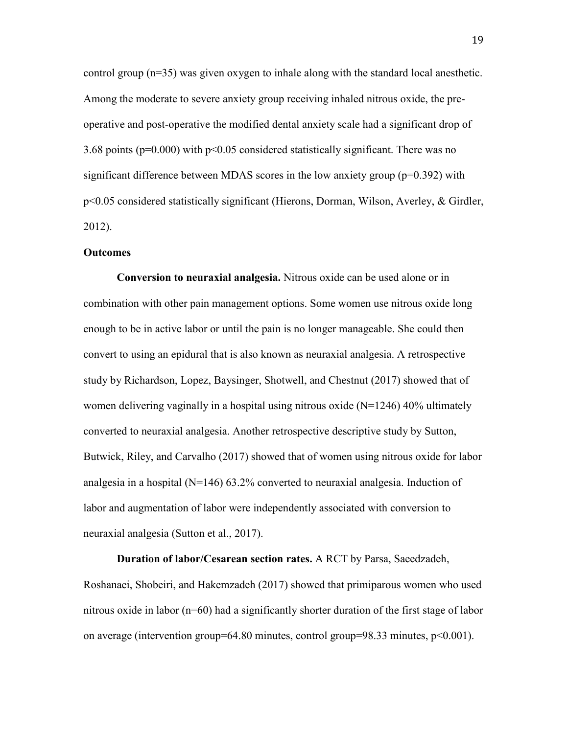control group (n=35) was given oxygen to inhale along with the standard local anesthetic. Among the moderate to severe anxiety group receiving inhaled nitrous oxide, the pre-operative and post-operative the modified dental anxiety scale had a significant drop of 3.68 points ($p=0.000$) with $p<0.05$ considered statistically significant. There was no significant difference between MDAS scores in the low anxiety group ($p=0.392$) with $p<0.05$ considered statistically significant (Hierons, Dorman, Wilson, Averley, & Girdler, 2012).

**Outcomes**

**Conversion to neuraxial analgesia.** Nitrous oxide can be used alone or in combination with other pain management options. Some women use nitrous oxide long enough to be in active labor or until the pain is no longer manageable. She could then convert to using an epidural that is also known as neuraxial analgesia. A retrospective study by Richardson, Lopez, Baysinger, Shotwell, and Chestnut (2017) showed that of women delivering vaginally in a hospital using nitrous oxide (N=1246) 40% ultimately converted to neuraxial analgesia. Another retrospective descriptive study by Sutton, Butwick, Riley, and Carvalho (2017) showed that of women using nitrous oxide for labor analgesia in a hospital (N=146) 63.2% converted to neuraxial analgesia. Induction of labor and augmentation of labor were independently associated with conversion to neuraxial analgesia (Sutton et al., 2017).

**Duration of labor/Cesarean section rates.** A RCT by Parsa, Saeedzadeh, Roshanaei, Shobeiri, and Hakemzadeh (2017) showed that primiparous women who used nitrous oxide in labor (n=60) had a significantly shorter duration of the first stage of labor on average (intervention group=64.80 minutes, control group=98.33 minutes, $p<0.001$).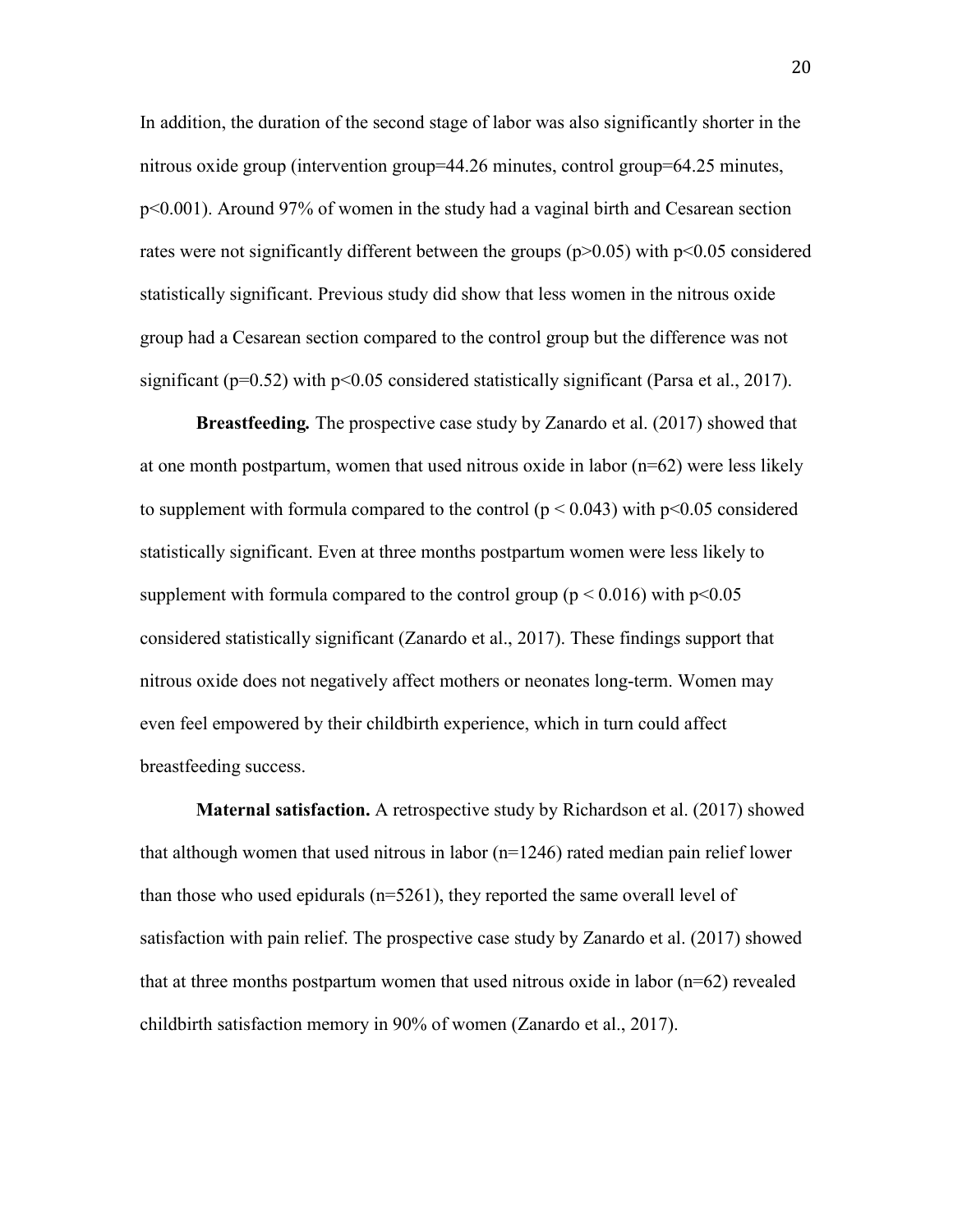In addition, the duration of the second stage of labor was also significantly shorter in the nitrous oxide group (intervention group=44.26 minutes, control group=64.25 minutes, $p<0.001$). Around 97% of women in the study had a vaginal birth and Cesarean section rates were not significantly different between the groups ($p>0.05$) with $p<0.05$ considered statistically significant. Previous study did show that less women in the nitrous oxide group had a Cesarean section compared to the control group but the difference was not significant ($p=0.52$) with $p<0.05$ considered statistically significant (Parsa et al., 2017).

**Breastfeeding.** The prospective case study by Zanardo et al. (2017) showed that at one month postpartum, women that used nitrous oxide in labor (n=62) were less likely to supplement with formula compared to the control ($p < 0.043$) with $p<0.05$ considered statistically significant. Even at three months postpartum women were less likely to supplement with formula compared to the control group ($p < 0.016$) with $p<0.05$ considered statistically significant (Zanardo et al., 2017). These findings support that nitrous oxide does not negatively affect mothers or neonates long-term. Women may even feel empowered by their childbirth experience, which in turn could affect breastfeeding success.

**Maternal satisfaction.** A retrospective study by Richardson et al. (2017) showed that although women that used nitrous in labor (n=1246) rated median pain relief lower than those who used epidurals (n=5261), they reported the same overall level of satisfaction with pain relief. The prospective case study by Zanardo et al. (2017) showed that at three months postpartum women that used nitrous oxide in labor (n=62) revealed childbirth satisfaction memory in 90% of women (Zanardo et al., 2017).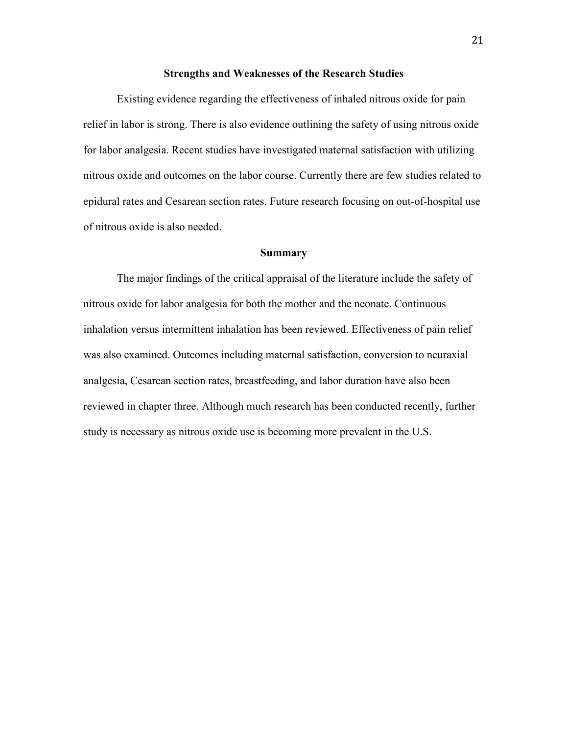## Strengths and Weaknesses of the Research Studies

Existing evidence regarding the effectiveness of inhaled nitrous oxide for pain relief in labor is strong. There is also evidence outlining the safety of using nitrous oxide for labor analgesia. Recent studies have investigated maternal satisfaction with utilizing nitrous oxide and outcomes on the labor course. Currently there are few studies related to epidural rates and Cesarean section rates. Future research focusing on out-of-hospital use of nitrous oxide is also needed.

## Summary

The major findings of the critical appraisal of the literature include the safety of nitrous oxide for labor analgesia for both the mother and the neonate. Continuous inhalation versus intermittent inhalation has been reviewed. Effectiveness of pain relief was also examined. Outcomes including maternal satisfaction, conversion to neuraxial analgesia, Cesarean section rates, breastfeeding, and labor duration have also been reviewed in chapter three. Although much research has been conducted recently, further study is necessary as nitrous oxide use is becoming more prevalent in the U.S.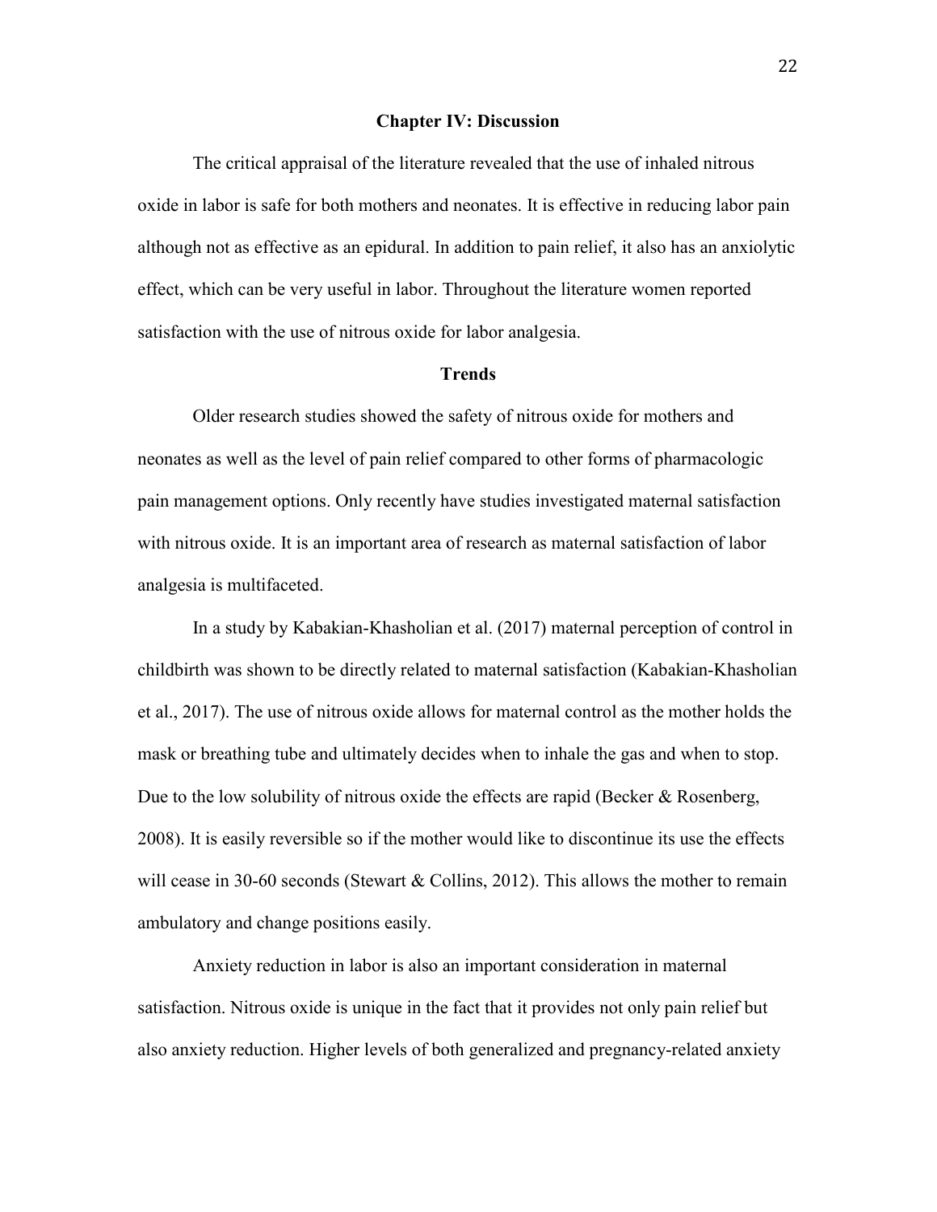# Chapter IV: Discussion

The critical appraisal of the literature revealed that the use of inhaled nitrous oxide in labor is safe for both mothers and neonates. It is effective in reducing labor pain although not as effective as an epidural. In addition to pain relief, it also has an anxiolytic effect, which can be very useful in labor. Throughout the literature women reported satisfaction with the use of nitrous oxide for labor analgesia.

## Trends

Older research studies showed the safety of nitrous oxide for mothers and neonates as well as the level of pain relief compared to other forms of pharmacologic pain management options. Only recently have studies investigated maternal satisfaction with nitrous oxide. It is an important area of research as maternal satisfaction of labor analgesia is multifaceted.

In a study by Kabakian-Khasholian et al. (2017) maternal perception of control in childbirth was shown to be directly related to maternal satisfaction (Kabakian-Khasholian et al., 2017). The use of nitrous oxide allows for maternal control as the mother holds the mask or breathing tube and ultimately decides when to inhale the gas and when to stop. Due to the low solubility of nitrous oxide the effects are rapid (Becker & Rosenberg, 2008). It is easily reversible so if the mother would like to discontinue its use the effects will cease in 30-60 seconds (Stewart & Collins, 2012). This allows the mother to remain ambulatory and change positions easily.

Anxiety reduction in labor is also an important consideration in maternal satisfaction. Nitrous oxide is unique in the fact that it provides not only pain relief but also anxiety reduction. Higher levels of both generalized and pregnancy-related anxiety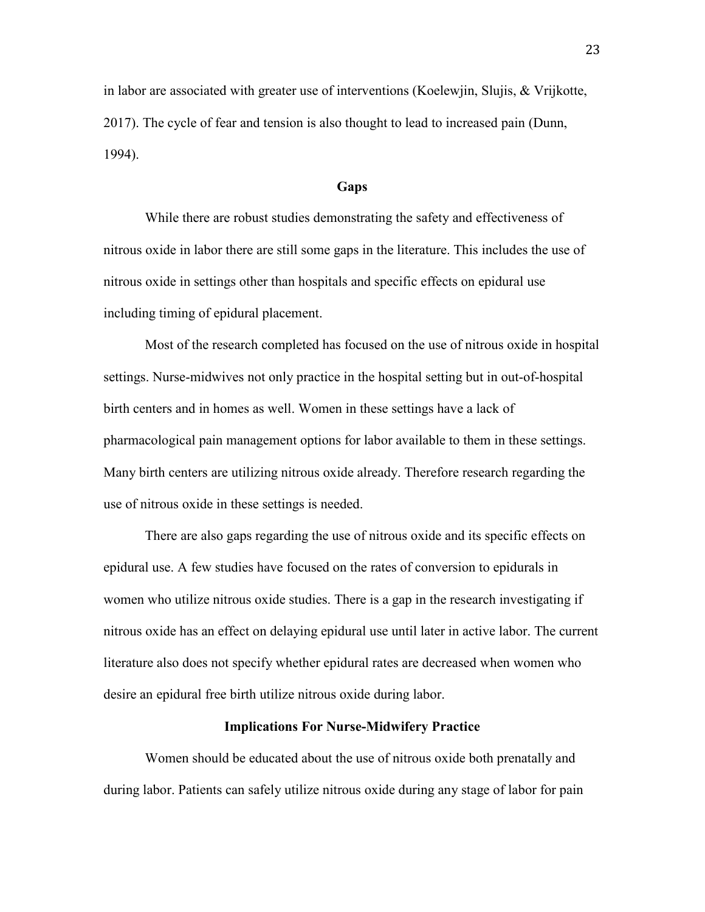in labor are associated with greater use of interventions (Koelewjin, Slujis, & Vrijkotte, 2017). The cycle of fear and tension is also thought to lead to increased pain (Dunn, 1994).

## Gaps

While there are robust studies demonstrating the safety and effectiveness of nitrous oxide in labor there are still some gaps in the literature. This includes the use of nitrous oxide in settings other than hospitals and specific effects on epidural use including timing of epidural placement.

Most of the research completed has focused on the use of nitrous oxide in hospital settings. Nurse-midwives not only practice in the hospital setting but in out-of-hospital birth centers and in homes as well. Women in these settings have a lack of pharmacological pain management options for labor available to them in these settings. Many birth centers are utilizing nitrous oxide already. Therefore research regarding the use of nitrous oxide in these settings is needed.

There are also gaps regarding the use of nitrous oxide and its specific effects on epidural use. A few studies have focused on the rates of conversion to epidurals in women who utilize nitrous oxide studies. There is a gap in the research investigating if nitrous oxide has an effect on delaying epidural use until later in active labor. The current literature also does not specify whether epidural rates are decreased when women who desire an epidural free birth utilize nitrous oxide during labor.

## Implications For Nurse-Midwifery Practice

Women should be educated about the use of nitrous oxide both prenatally and during labor. Patients can safely utilize nitrous oxide during any stage of labor for pain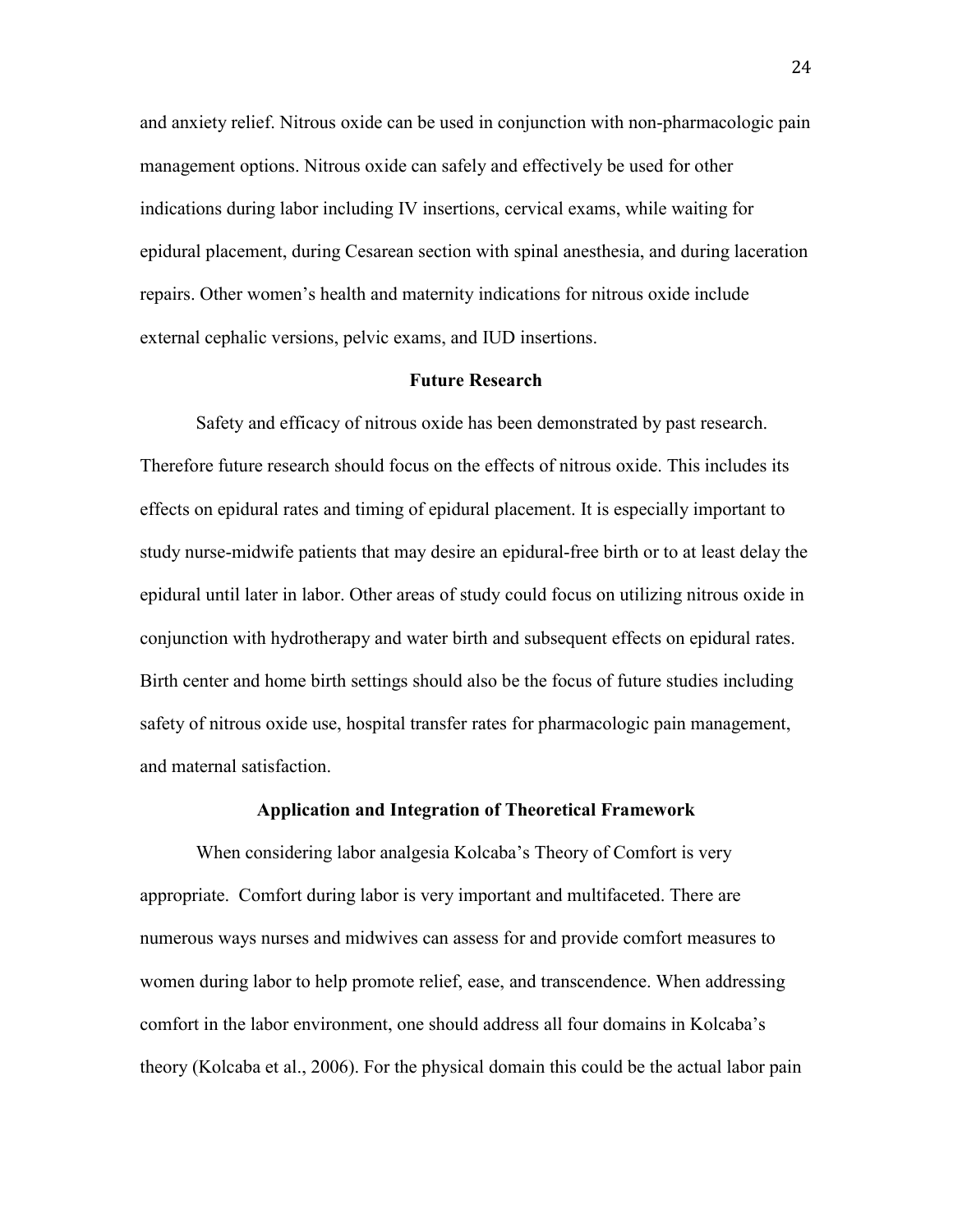and anxiety relief. Nitrous oxide can be used in conjunction with non-pharmacologic pain management options. Nitrous oxide can safely and effectively be used for other indications during labor including IV insertions, cervical exams, while waiting for epidural placement, during Cesarean section with spinal anesthesia, and during laceration repairs. Other women's health and maternity indications for nitrous oxide include external cephalic versions, pelvic exams, and IUD insertions.

## Future Research

Safety and efficacy of nitrous oxide has been demonstrated by past research. Therefore future research should focus on the effects of nitrous oxide. This includes its effects on epidural rates and timing of epidural placement. It is especially important to study nurse-midwife patients that may desire an epidural-free birth or to at least delay the epidural until later in labor. Other areas of study could focus on utilizing nitrous oxide in conjunction with hydrotherapy and water birth and subsequent effects on epidural rates. Birth center and home birth settings should also be the focus of future studies including safety of nitrous oxide use, hospital transfer rates for pharmacologic pain management, and maternal satisfaction.

## Application and Integration of Theoretical Framework

When considering labor analgesia Kolcaba's Theory of Comfort is very appropriate. Comfort during labor is very important and multifaceted. There are numerous ways nurses and midwives can assess for and provide comfort measures to women during labor to help promote relief, ease, and transcendence. When addressing comfort in the labor environment, one should address all four domains in Kolcaba's theory (Kolcaba et al., 2006). For the physical domain this could be the actual labor pain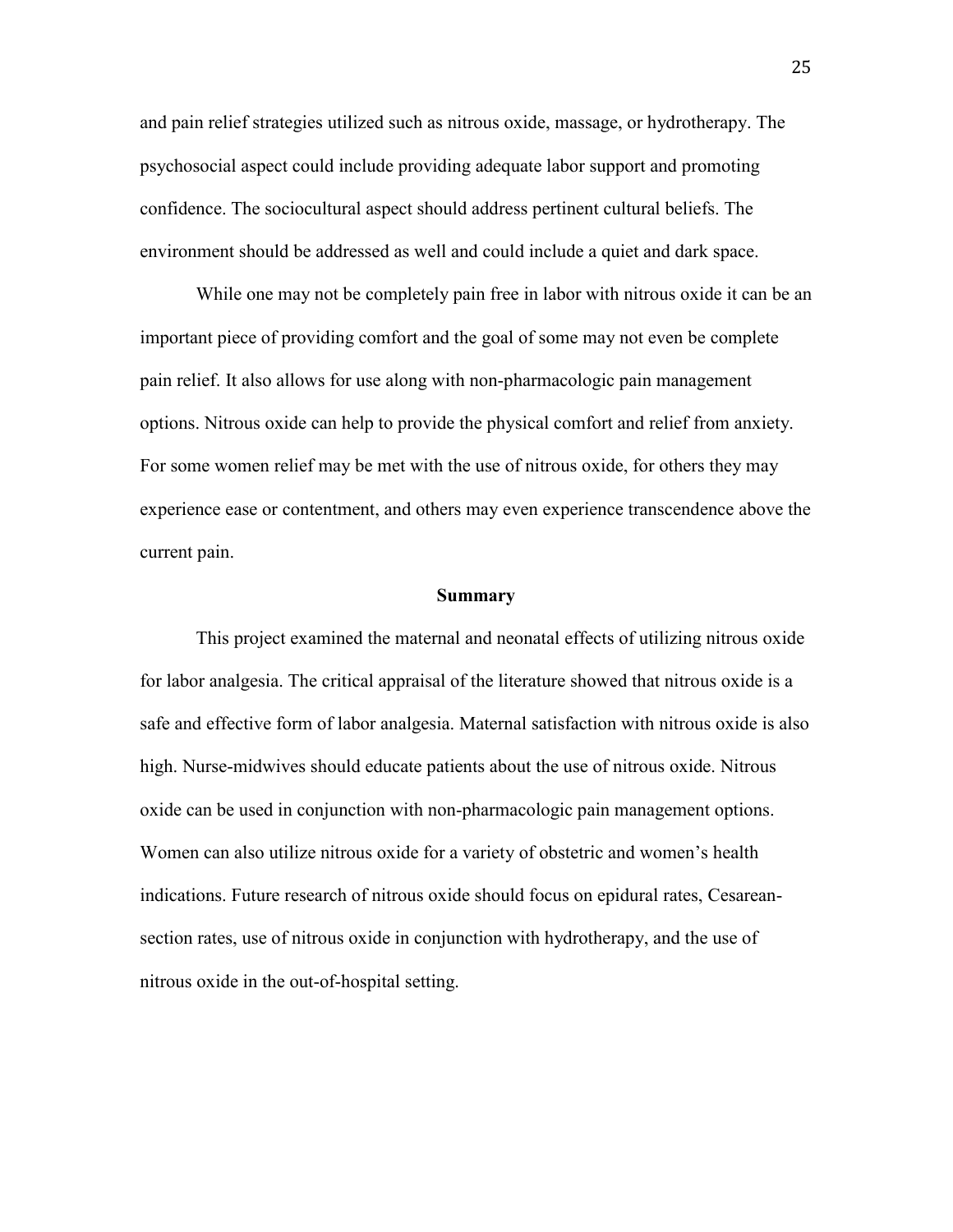and pain relief strategies utilized such as nitrous oxide, massage, or hydrotherapy. The psychosocial aspect could include providing adequate labor support and promoting confidence. The sociocultural aspect should address pertinent cultural beliefs. The environment should be addressed as well and could include a quiet and dark space.

While one may not be completely pain free in labor with nitrous oxide it can be an important piece of providing comfort and the goal of some may not even be complete pain relief. It also allows for use along with non-pharmacologic pain management options. Nitrous oxide can help to provide the physical comfort and relief from anxiety. For some women relief may be met with the use of nitrous oxide, for others they may experience ease or contentment, and others may even experience transcendence above the current pain.

## Summary

This project examined the maternal and neonatal effects of utilizing nitrous oxide for labor analgesia. The critical appraisal of the literature showed that nitrous oxide is a safe and effective form of labor analgesia. Maternal satisfaction with nitrous oxide is also high. Nurse-midwives should educate patients about the use of nitrous oxide. Nitrous oxide can be used in conjunction with non-pharmacologic pain management options. Women can also utilize nitrous oxide for a variety of obstetric and women's health indications. Future research of nitrous oxide should focus on epidural rates, Cesarean-section rates, use of nitrous oxide in conjunction with hydrotherapy, and the use of nitrous oxide in the out-of-hospital setting.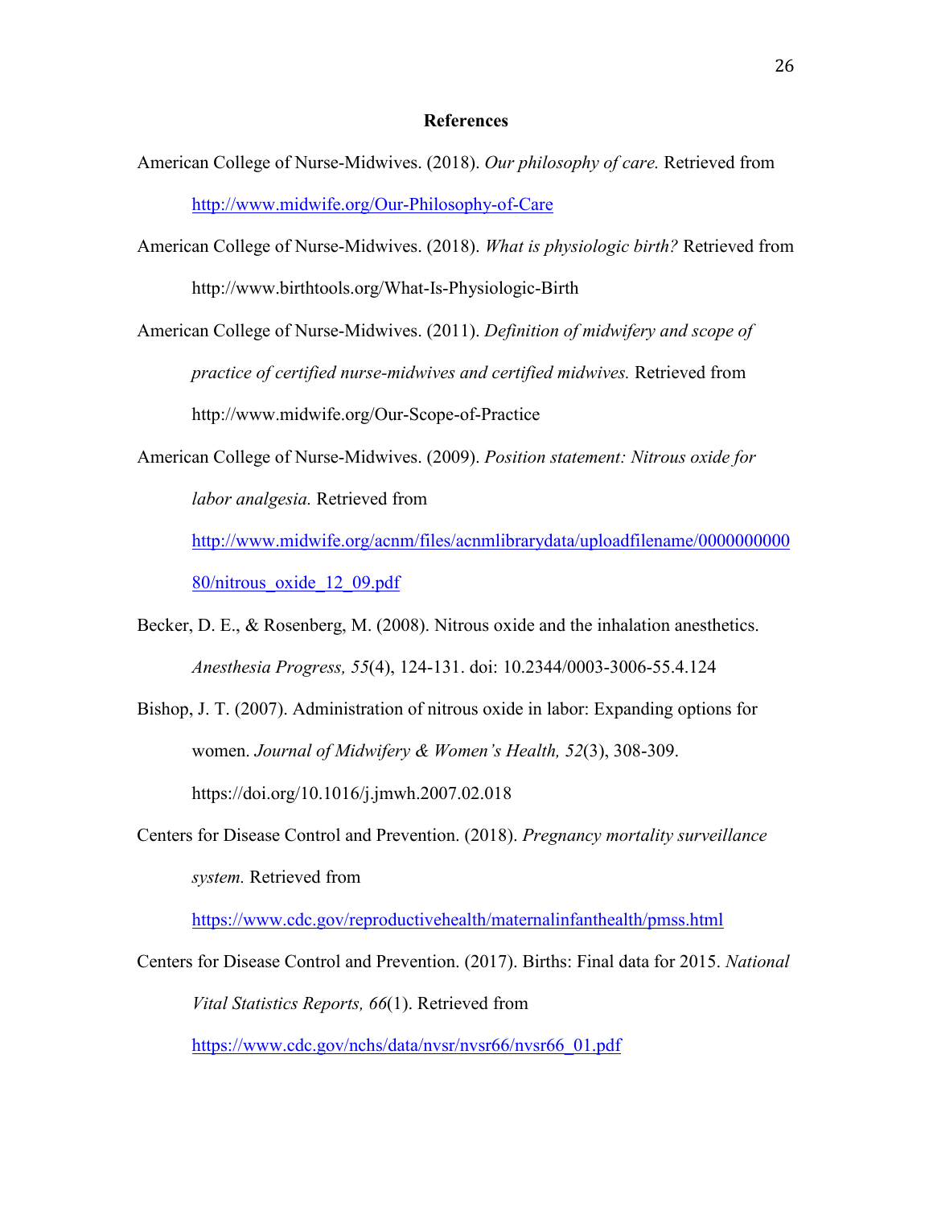## References

American College of Nurse-Midwives. (2018). *Our philosophy of care.* Retrieved from http://www.midwife.org/Our-Philosophy-of-Care

American College of Nurse-Midwives. (2018). *What is physiologic birth?* Retrieved from http://www.birthtools.org/What-Is-Physiologic-Birth

American College of Nurse-Midwives. (2011). *Definition of midwifery and scope of practice of certified nurse-midwives and certified midwives.* Retrieved from http://www.midwife.org/Our-Scope-of-Practice

American College of Nurse-Midwives. (2009). *Position statement: Nitrous oxide for labor analgesia.* Retrieved from http://www.midwife.org/acnm/files/acnmlibrarydata/uploadfilename/000000000080/nitrous_oxide_12_09.pdf

Becker, D. E., & Rosenberg, M. (2008). Nitrous oxide and the inhalation anesthetics. *Anesthesia Progress, 55*(4), 124-131. doi: 10.2344/0003-3006-55.4.124

Bishop, J. T. (2007). Administration of nitrous oxide in labor: Expanding options for women. *Journal of Midwifery & Women's Health, 52*(3), 308-309. https://doi.org/10.1016/j.jmwh.2007.02.018

Centers for Disease Control and Prevention. (2018). *Pregnancy mortality surveillance system.* Retrieved from https://www.cdc.gov/reproductivehealth/maternalinfanthealth/pmss.html

Centers for Disease Control and Prevention. (2017). Births: Final data for 2015. *National Vital Statistics Reports, 66*(1). Retrieved from https://www.cdc.gov/nchs/data/nvsr/nvsr66/nvsr66_01.pdf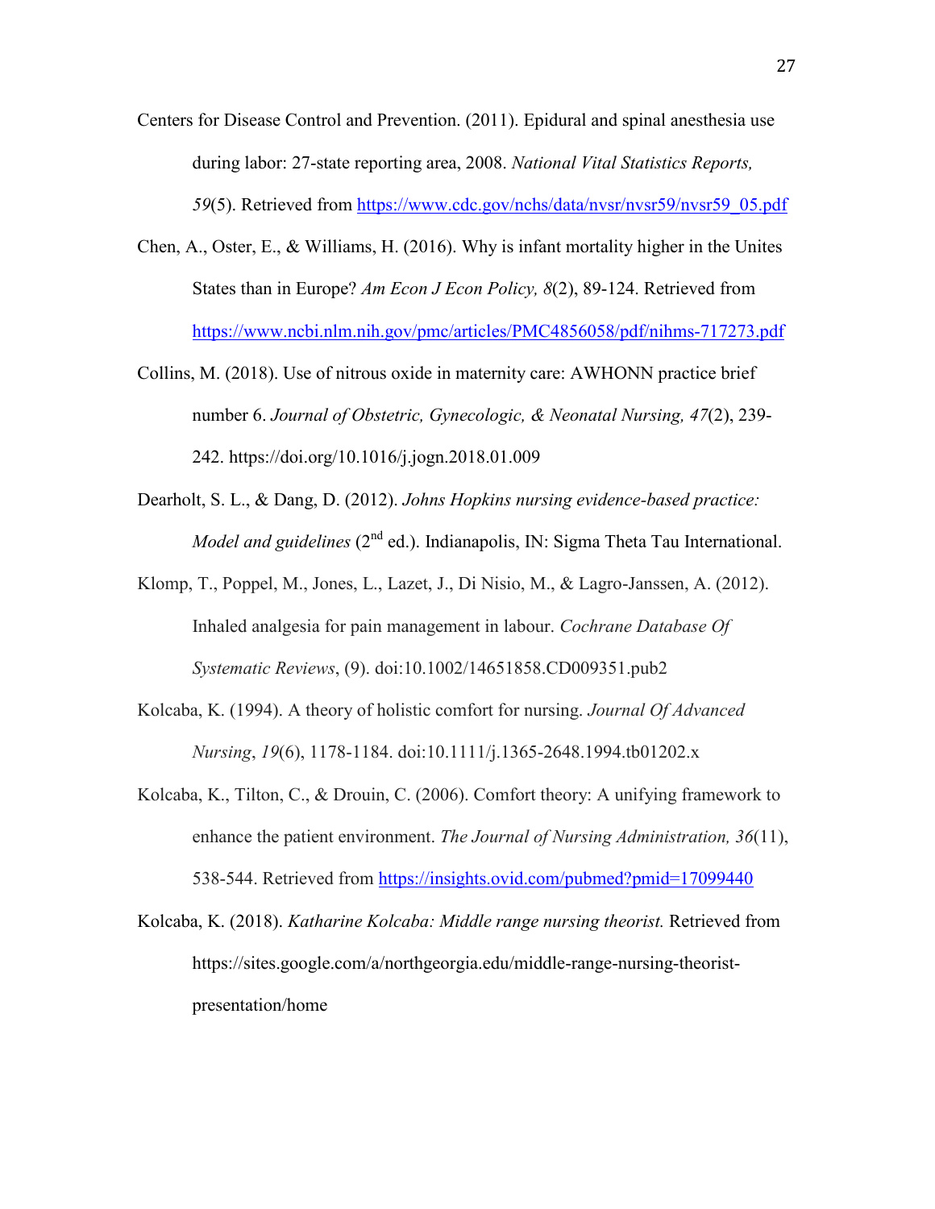Centers for Disease Control and Prevention. (2011). Epidural and spinal anesthesia use during labor: 27-state reporting area, 2008. *National Vital Statistics Reports, 59*(5). Retrieved from https://www.cdc.gov/nchs/data/nvsr/nvsr59/nvsr59_05.pdf

Chen, A., Oster, E., & Williams, H. (2016). Why is infant mortality higher in the Unites States than in Europe? *Am Econ J Econ Policy, 8*(2), 89-124. Retrieved from https://www.ncbi.nlm.nih.gov/pmc/articles/PMC4856058/pdf/nihms-717273.pdf

Collins, M. (2018). Use of nitrous oxide in maternity care: AWHONN practice brief number 6. *Journal of Obstetric, Gynecologic, & Neonatal Nursing, 47*(2), 239-242. https://doi.org/10.1016/j.jogn.2018.01.009

Dearholt, S. L., & Dang, D. (2012). *Johns Hopkins nursing evidence-based practice: Model and guidelines* (2nd ed.). Indianapolis, IN: Sigma Theta Tau International.

Klomp, T., Poppel, M., Jones, L., Lazet, J., Di Nisio, M., & Lagro-Janssen, A. (2012). Inhaled analgesia for pain management in labour. *Cochrane Database Of Systematic Reviews*, (9). doi:10.1002/14651858.CD009351.pub2

Kolcaba, K. (1994). A theory of holistic comfort for nursing. *Journal Of Advanced Nursing*, *19*(6), 1178-1184. doi:10.1111/j.1365-2648.1994.tb01202.x

Kolcaba, K., Tilton, C., & Drouin, C. (2006). Comfort theory: A unifying framework to enhance the patient environment. *The Journal of Nursing Administration, 36*(11), 538-544. Retrieved from https://insights.ovid.com/pubmed?pmid=17099440

Kolcaba, K. (2018). *Katharine Kolcaba: Middle range nursing theorist.* Retrieved from https://sites.google.com/a/northgeorgia.edu/middle-range-nursing-theorist-presentation/home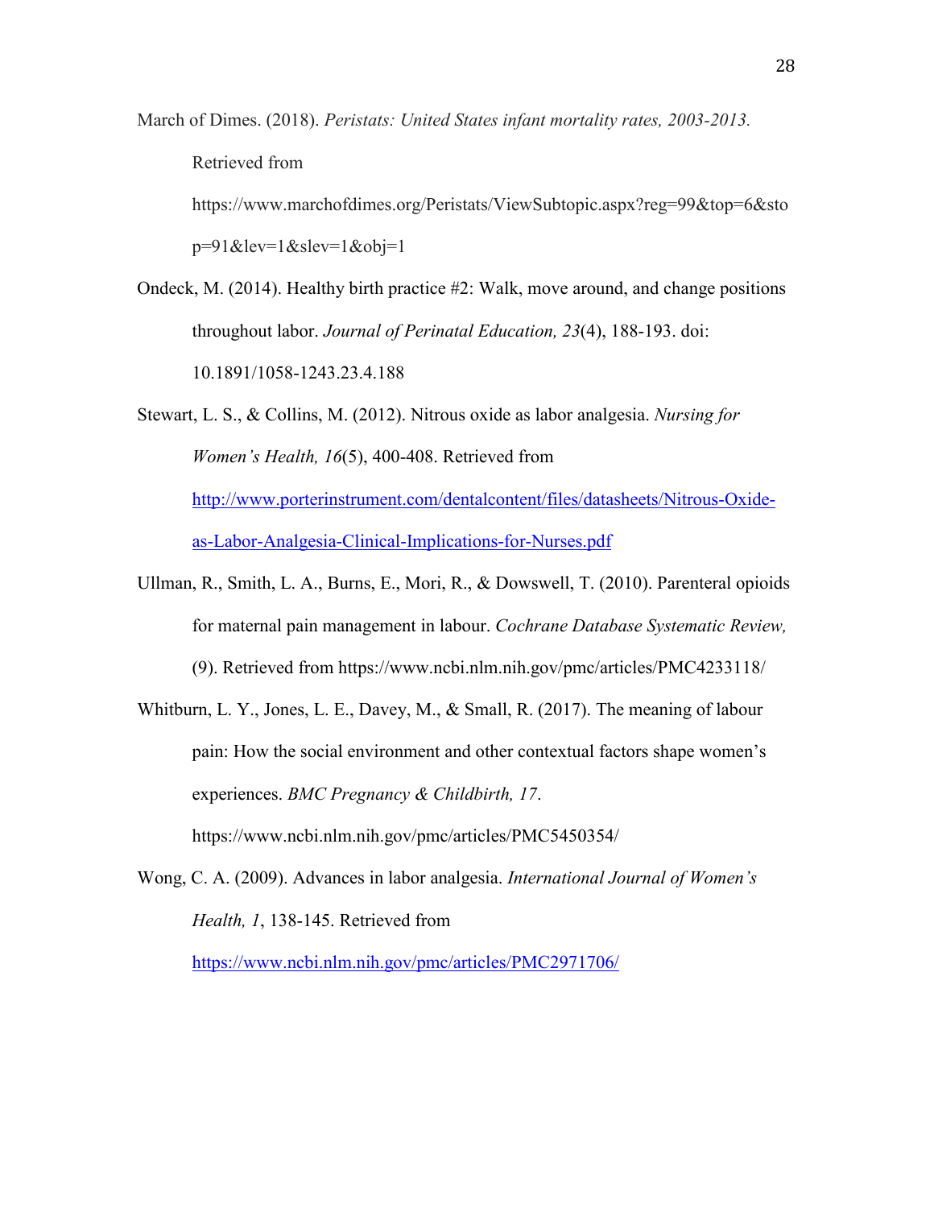March of Dimes. (2018). *Peristats: United States infant mortality rates, 2003-2013.* Retrieved from https://www.marchofdimes.org/Peristats/ViewSubtopic.aspx?reg=99&top=6&stop=91&lev=1&slev=1&obj=1

Ondeck, M. (2014). Healthy birth practice #2: Walk, move around, and change positions throughout labor. *Journal of Perinatal Education, 23*(4), 188-193. doi: 10.1891/1058-1243.23.4.188

Stewart, L. S., & Collins, M. (2012). Nitrous oxide as labor analgesia. *Nursing for Women's Health, 16*(5), 400-408. Retrieved from http://www.porterinstrument.com/dentalcontent/files/datasheets/Nitrous-Oxide-as-Labor-Analgesia-Clinical-Implications-for-Nurses.pdf

Ullman, R., Smith, L. A., Burns, E., Mori, R., & Dowswell, T. (2010). Parenteral opioids for maternal pain management in labour. *Cochrane Database Systematic Review,* (9). Retrieved from https://www.ncbi.nlm.nih.gov/pmc/articles/PMC4233118/

Whitburn, L. Y., Jones, L. E., Davey, M., & Small, R. (2017). The meaning of labour pain: How the social environment and other contextual factors shape women's experiences. *BMC Pregnancy & Childbirth, 17*. https://www.ncbi.nlm.nih.gov/pmc/articles/PMC5450354/

Wong, C. A. (2009). Advances in labor analgesia. *International Journal of Women's Health, 1*, 138-145. Retrieved from https://www.ncbi.nlm.nih.gov/pmc/articles/PMC2971706/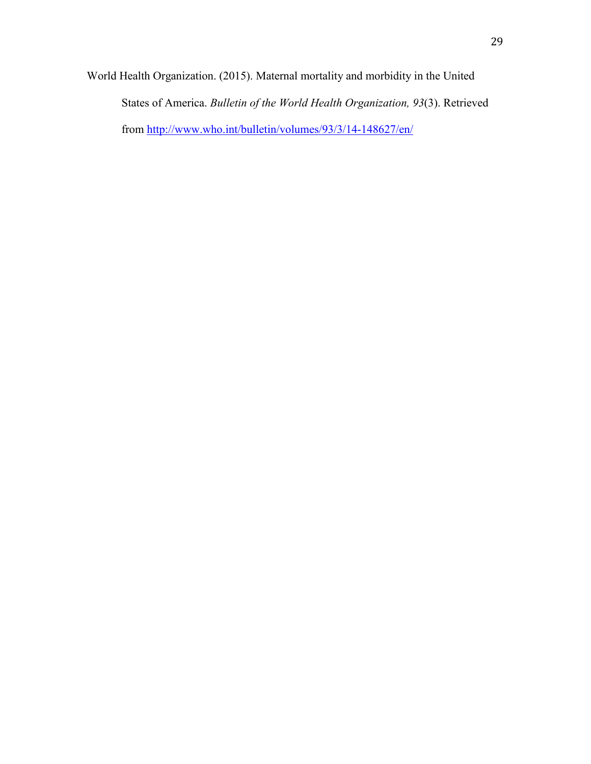World Health Organization. (2015). Maternal mortality and morbidity in the United States of America. *Bulletin of the World Health Organization, 93*(3). Retrieved from http://www.who.int/bulletin/volumes/93/3/14-148627/en/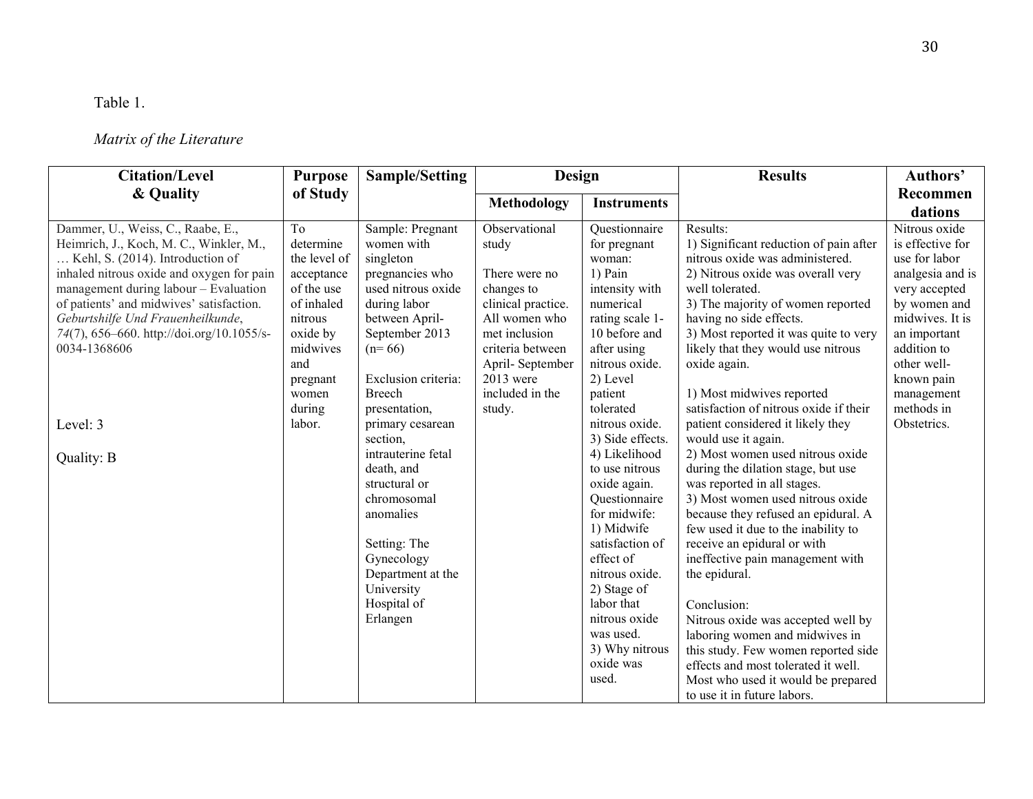Table 1.

*Matrix of the Literature*

| Citation/Level & Quality | Purpose of Study | Sample/Setting | Design | | Results | Authors' Recommendations |
|---|---|---|---|---|---|---|
| | | | Methodology | Instruments | | |
| Dammer, U., Weiss, C., Raabe, E., Heimrich, J., Koch, M. C., Winkler, M., … Kehl, S. (2014). Introduction of inhaled nitrous oxide and oxygen for pain management during labour – Evaluation of patients' and midwives' satisfaction. *Geburtshilfe Und Frauenheilkunde*, *74*(7), 656–660. http://doi.org/10.1055/s-0034-1368606<br><br>Level: 3<br><br>Quality: B | To determine the level of acceptance of the use of inhaled nitrous oxide by midwives and pregnant women during labor. | Sample: Pregnant women with singleton pregnancies who used nitrous oxide during labor between April-September 2013 (n= 66)<br><br>Exclusion criteria: Breech presentation, primary cesarean section, intrauterine fetal death, and structural or chromosomal anomalies<br><br>Setting: The Gynecology Department at the University Hospital of Erlangen | Observational study<br><br>There were no changes to clinical practice. All women who met inclusion criteria between April- September 2013 were included in the study. | Questionnaire for pregnant woman:<br>1) Pain intensity with numerical rating scale 1-10 before and after using nitrous oxide.<br>2) Level patient tolerated nitrous oxide.<br>3) Side effects.<br>4) Likelihood to use nitrous oxide again.<br>Questionnaire for midwife:<br>1) Midwife satisfaction of effect of nitrous oxide.<br>2) Stage of labor that nitrous oxide was used.<br>3) Why nitrous oxide was used. | Results:<br>1) Significant reduction of pain after nitrous oxide was administered.<br>2) Nitrous oxide was overall very well tolerated.<br>3) The majority of women reported having no side effects.<br>3) Most reported it was quite to very likely that they would use nitrous oxide again.<br><br>1) Most midwives reported satisfaction of nitrous oxide if their patient considered it likely they would use it again.<br>2) Most women used nitrous oxide during the dilation stage, but use was reported in all stages.<br>3) Most women used nitrous oxide because they refused an epidural. A few used it due to the inability to receive an epidural or with ineffective pain management with the epidural.<br><br>Conclusion:<br>Nitrous oxide was accepted well by laboring women and midwives in this study. Few women reported side effects and most tolerated it well. Most who used it would be prepared to use it in future labors. | Nitrous oxide is effective for use for labor analgesia and is very accepted by women and midwives. It is an important addition to other well-known pain management methods in Obstetrics. |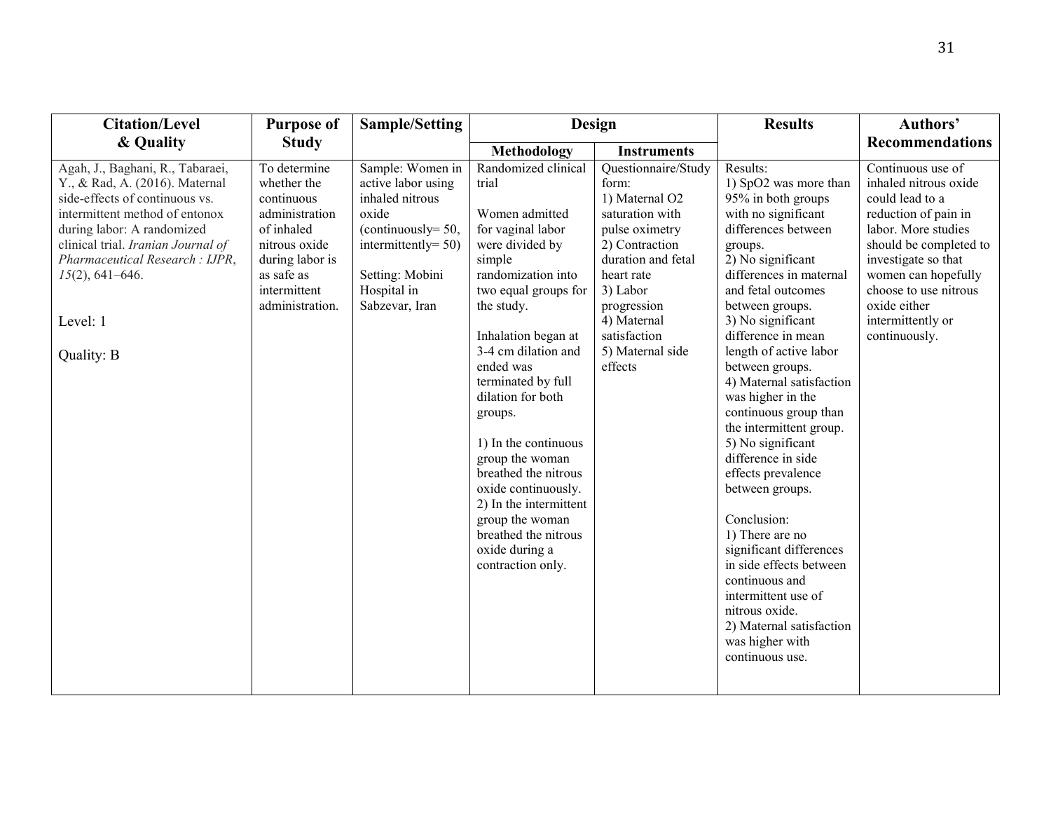| Citation/Level & Quality | Purpose of Study | Sample/Setting | Design | | Results | Authors' Recommendations |
|---|---|---|---|---|---|---|
| | | | Methodology | Instruments | | |
| Agah, J., Baghani, R., Tabaraei, Y., & Rad, A. (2016). Maternal side-effects of continuous vs. intermittent method of entonox during labor: A randomized clinical trial. *Iranian Journal of Pharmaceutical Research : IJPR*, *15*(2), 641–646.<br><br>Level: 1<br><br>Quality: B | To determine whether the continuous administration of inhaled nitrous oxide during labor is as safe as intermittent administration. | Sample: Women in active labor using inhaled nitrous oxide (continuously= 50, intermittently= 50)<br><br>Setting: Mobini Hospital in Sabzevar, Iran | Randomized clinical trial<br><br>Women admitted for vaginal labor were divided by simple randomization into two equal groups for the study.<br><br>Inhalation began at 3-4 cm dilation and ended was terminated by full dilation for both groups.<br><br>1) In the continuous group the woman breathed the nitrous oxide continuously.<br>2) In the intermittent group the woman breathed the nitrous oxide during a contraction only. | Questionnaire/Study form:<br>1) Maternal O2 saturation with pulse oximetry<br>2) Contraction duration and fetal heart rate<br>3) Labor progression<br>4) Maternal satisfaction<br>5) Maternal side effects | Results:<br>1) SpO2 was more than 95% in both groups with no significant differences between groups.<br>2) No significant differences in maternal and fetal outcomes between groups.<br>3) No significant difference in mean length of active labor between groups.<br>4) Maternal satisfaction was higher in the continuous group than the intermittent group.<br>5) No significant difference in side effects prevalence between groups.<br><br>Conclusion:<br>1) There are no significant differences in side effects between continuous and intermittent use of nitrous oxide.<br>2) Maternal satisfaction was higher with continuous use. | Continuous use of inhaled nitrous oxide could lead to a reduction of pain in labor. More studies should be completed to investigate so that women can hopefully choose to use nitrous oxide either intermittently or continuously. |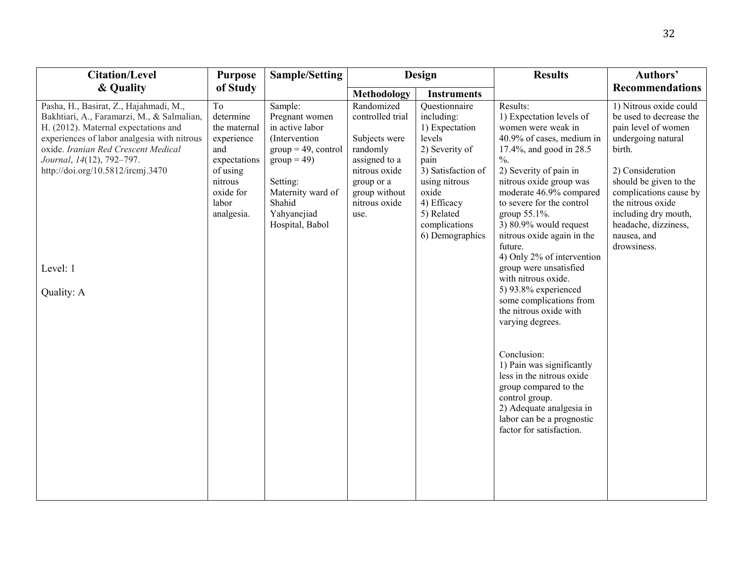| Citation/Level & Quality | Purpose of Study | Sample/Setting | Design | | Results | Authors' Recommendations |
|---|---|---|---|---|---|---|
| | | | Methodology | Instruments | | |
| Pasha, H., Basirat, Z., Hajahmadi, M., Bakhtiari, A., Faramarzi, M., & Salmalian, H. (2012). Maternal expectations and experiences of labor analgesia with nitrous oxide. *Iranian Red Crescent Medical Journal*, *14*(12), 792–797. http://doi.org/10.5812/ircmj.3470<br><br>Level: 1<br><br>Quality: A | To determine the maternal experience and expectations of using nitrous oxide for labor analgesia. | Sample: Pregnant women in active labor (Intervention group = 49, control group = 49)<br><br>Setting: Maternity ward of Shahid Yahyanejiad Hospital, Babol | Randomized controlled trial<br><br>Subjects were randomly assigned to a nitrous oxide group or a group without nitrous oxide use. | Questionnaire including:<br>1) Expectation levels<br>2) Severity of pain<br>3) Satisfaction of using nitrous oxide<br>4) Efficacy<br>5) Related complications<br>6) Demographics | Results:<br>1) Expectation levels of women were weak in 40.9% of cases, medium in 17.4%, and good in 28.5 %.<br>2) Severity of pain in nitrous oxide group was moderate 46.9% compared to severe for the control group 55.1%.<br>3) 80.9% would request nitrous oxide again in the future.<br>4) Only 2% of intervention group were unsatisfied with nitrous oxide.<br>5) 93.8% experienced some complications from the nitrous oxide with varying degrees.<br><br>Conclusion:<br>1) Pain was significantly less in the nitrous oxide group compared to the control group.<br>2) Adequate analgesia in labor can be a prognostic factor for satisfaction. | 1) Nitrous oxide could be used to decrease the pain level of women undergoing natural birth.<br><br>2) Consideration should be given to the complications cause by the nitrous oxide including dry mouth, headache, dizziness, nausea, and drowsiness. |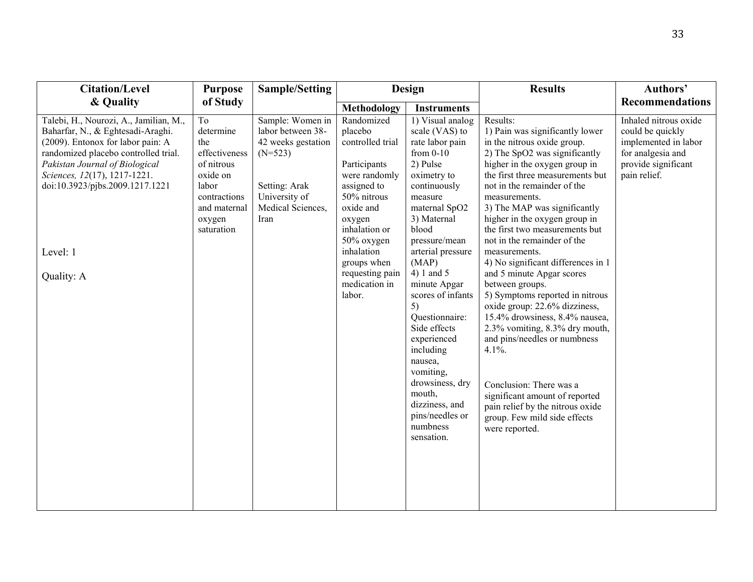| Citation/Level & Quality | Purpose of Study | Sample/Setting | Design | | Results | Authors' Recommendations |
|---|---|---|---|---|---|---|
| | | | Methodology | Instruments | | |
| Talebi, H., Nourozi, A., Jamilian, M., Baharfar, N., & Eghtesadi-Araghi. (2009). Entonox for labor pain: A randomized placebo controlled trial. *Pakistan Journal of Biological Sciences, 12*(17), 1217-1221. doi:10.3923/pjbs.2009.1217.1221<br><br>Level: 1<br><br>Quality: A | To determine the effectiveness of nitrous oxide on labor contractions and maternal oxygen saturation | Sample: Women in labor between 38-42 weeks gestation (N=523)<br><br>Setting: Arak University of Medical Sciences, Iran | Randomized placebo controlled trial<br><br>Participants were randomly assigned to 50% nitrous oxide and oxygen inhalation or 50% oxygen inhalation groups when requesting pain medication in labor. | 1) Visual analog scale (VAS) to rate labor pain from 0-10<br>2) Pulse oximetry to continuously measure maternal SpO2<br>3) Maternal blood pressure/mean arterial pressure (MAP)<br>4) 1 and 5 minute Apgar scores of infants<br>5) Questionnaire: Side effects experienced including nausea, vomiting, drowsiness, dry mouth, dizziness, and pins/needles or numbness sensation. | Results:<br>1) Pain was significantly lower in the nitrous oxide group.<br>2) The SpO2 was significantly higher in the oxygen group in the first three measurements but not in the remainder of the measurements.<br>3) The MAP was significantly higher in the oxygen group in the first two measurements but not in the remainder of the measurements.<br>4) No significant differences in 1 and 5 minute Apgar scores between groups.<br>5) Symptoms reported in nitrous oxide group: 22.6% dizziness, 15.4% drowsiness, 8.4% nausea, 2.3% vomiting, 8.3% dry mouth, and pins/needles or numbness 4.1%.<br><br>Conclusion: There was a significant amount of reported pain relief by the nitrous oxide group. Few mild side effects were reported. | Inhaled nitrous oxide could be quickly implemented in labor for analgesia and provide significant pain relief. |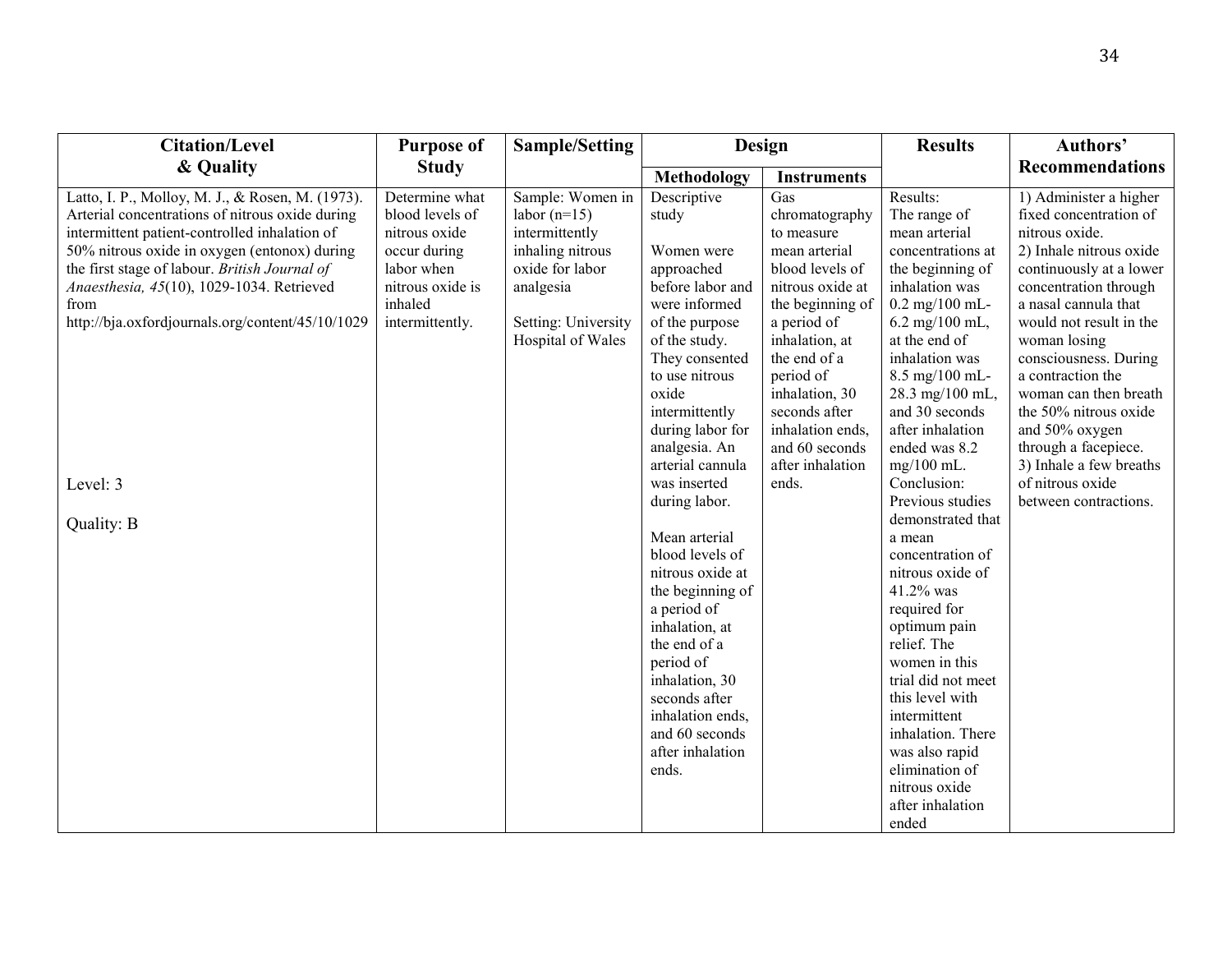| Citation/Level & Quality | Purpose of Study | Sample/Setting | Design | | Results | Authors' Recommendations |
|---|---|---|---|---|---|---|
| | | | Methodology | Instruments | | |
| Latto, I. P., Molloy, M. J., & Rosen, M. (1973). Arterial concentrations of nitrous oxide during intermittent patient-controlled inhalation of 50% nitrous oxide in oxygen (entonox) during the first stage of labour. *British Journal of Anaesthesia, 45*(10), 1029-1034. Retrieved from http://bja.oxfordjournals.org/content/45/10/1029<br><br>Level: 3<br><br>Quality: B | Determine what blood levels of nitrous oxide occur during labor when nitrous oxide is inhaled intermittently. | Sample: Women in labor (n=15) intermittently inhaling nitrous oxide for labor analgesia<br><br>Setting: University Hospital of Wales | Descriptive study<br><br>Women were approached before labor and were informed of the purpose of the study. They consented to use nitrous oxide intermittently during labor for analgesia. An arterial cannula was inserted during labor.<br><br>Mean arterial blood levels of nitrous oxide at the beginning of a period of inhalation, at the end of a period of inhalation, 30 seconds after inhalation ends, and 60 seconds after inhalation ends. | Gas chromatography to measure mean arterial blood levels of nitrous oxide at the beginning of a period of inhalation, at the end of a period of inhalation, 30 seconds after inhalation ends, and 60 seconds after inhalation ends. | Results:<br>The range of mean arterial concentrations at the beginning of inhalation was 0.2 mg/100 mL-6.2 mg/100 mL, at the end of inhalation was 8.5 mg/100 mL-28.3 mg/100 mL, and 30 seconds after inhalation ended was 8.2 mg/100 mL.<br>Conclusion:<br>Previous studies demonstrated that a mean concentration of nitrous oxide of 41.2% was required for optimum pain relief. The women in this trial did not meet this level with intermittent inhalation. There was also rapid elimination of nitrous oxide after inhalation ended | 1) Administer a higher fixed concentration of nitrous oxide.<br>2) Inhale nitrous oxide continuously at a lower concentration through a nasal cannula that would not result in the woman losing consciousness. During a contraction the woman can then breath the 50% nitrous oxide and 50% oxygen through a facepiece.<br>3) Inhale a few breaths of nitrous oxide between contractions. |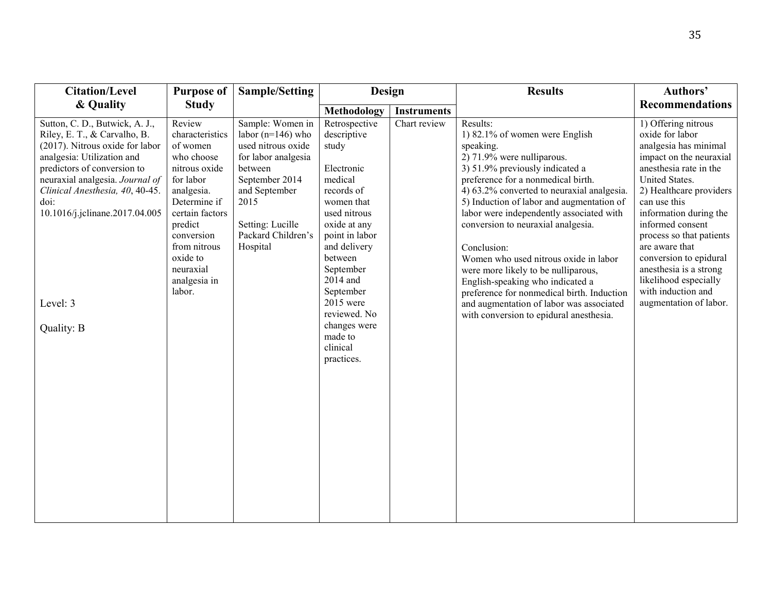| Citation/Level & Quality | Purpose of Study | Sample/Setting | Design | | Results | Authors' Recommendations |
|---|---|---|---|---|---|---|
| | | | Methodology | Instruments | | |
| Sutton, C. D., Butwick, A. J., Riley, E. T., & Carvalho, B. (2017). Nitrous oxide for labor analgesia: Utilization and predictors of conversion to neuraxial analgesia. *Journal of Clinical Anesthesia, 40*, 40-45. doi: 10.1016/j.jclinane.2017.04.005<br><br>Level: 3<br><br>Quality: B | Review characteristics of women who choose nitrous oxide for labor analgesia. Determine if certain factors predict conversion from nitrous oxide to neuraxial analgesia in labor. | Sample: Women in labor (n=146) who used nitrous oxide for labor analgesia between September 2014 and September 2015<br><br>Setting: Lucille Packard Children's Hospital | Retrospective descriptive study<br><br>Electronic medical records of women that used nitrous oxide at any point in labor and delivery between September 2014 and September 2015 were reviewed. No changes were made to clinical practices. | Chart review | Results:<br>1) 82.1% of women were English speaking.<br>2) 71.9% were nulliparous.<br>3) 51.9% previously indicated a preference for a nonmedical birth.<br>4) 63.2% converted to neuraxial analgesia.<br>5) Induction of labor and augmentation of labor were independently associated with conversion to neuraxial analgesia.<br><br>Conclusion:<br>Women who used nitrous oxide in labor were more likely to be nulliparous, English-speaking who indicated a preference for nonmedical birth. Induction and augmentation of labor was associated with conversion to epidural anesthesia. | 1) Offering nitrous oxide for labor analgesia has minimal impact on the neuraxial anesthesia rate in the United States.<br>2) Healthcare providers can use this information during the informed consent process so that patients are aware that conversion to epidural anesthesia is a strong likelihood especially with induction and augmentation of labor. |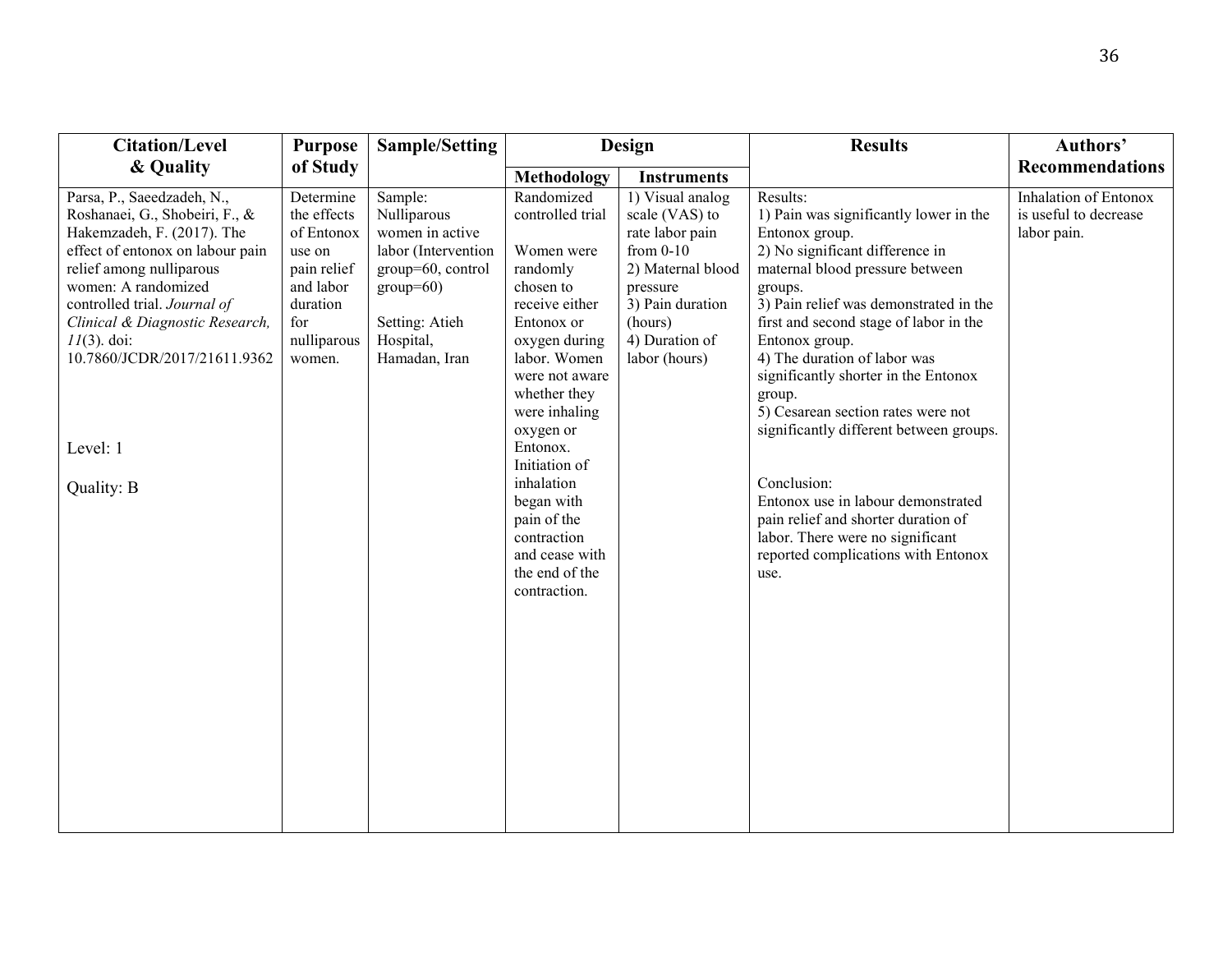| Citation/Level & Quality | Purpose of Study | Sample/Setting | Design | | Results | Authors' Recommendations |
|---|---|---|---|---|---|---|
| | | | **Methodology** | **Instruments** | | |
| Parsa, P., Saeedzadeh, N., Roshanaei, G., Shobeiri, F., & Hakemzadeh, F. (2017). The effect of entonox on labour pain relief among nulliparous women: A randomized controlled trial. *Journal of Clinical & Diagnostic Research, 11*(3). doi: 10.7860/JCDR/2017/21611.9362<br><br>Level: 1<br><br>Quality: B | Determine the effects of Entonox use on pain relief and labor duration for nulliparous women. | Sample: Nulliparous women in active labor (Intervention group=60, control group=60)<br><br>Setting: Atieh Hospital, Hamadan, Iran | Randomized controlled trial<br><br>Women were randomly chosen to receive either Entonox or oxygen during labor. Women were not aware whether they were inhaling oxygen or Entonox. Initiation of inhalation began with pain of the contraction and cease with the end of the contraction. | 1) Visual analog scale (VAS) to rate labor pain from 0-10<br>2) Maternal blood pressure<br>3) Pain duration (hours)<br>4) Duration of labor (hours) | Results:<br>1) Pain was significantly lower in the Entonox group.<br>2) No significant difference in maternal blood pressure between groups.<br>3) Pain relief was demonstrated in the first and second stage of labor in the Entonox group.<br>4) The duration of labor was significantly shorter in the Entonox group.<br>5) Cesarean section rates were not significantly different between groups.<br><br>Conclusion:<br>Entonox use in labour demonstrated pain relief and shorter duration of labor. There were no significant reported complications with Entonox use. | Inhalation of Entonox is useful to decrease labor pain. |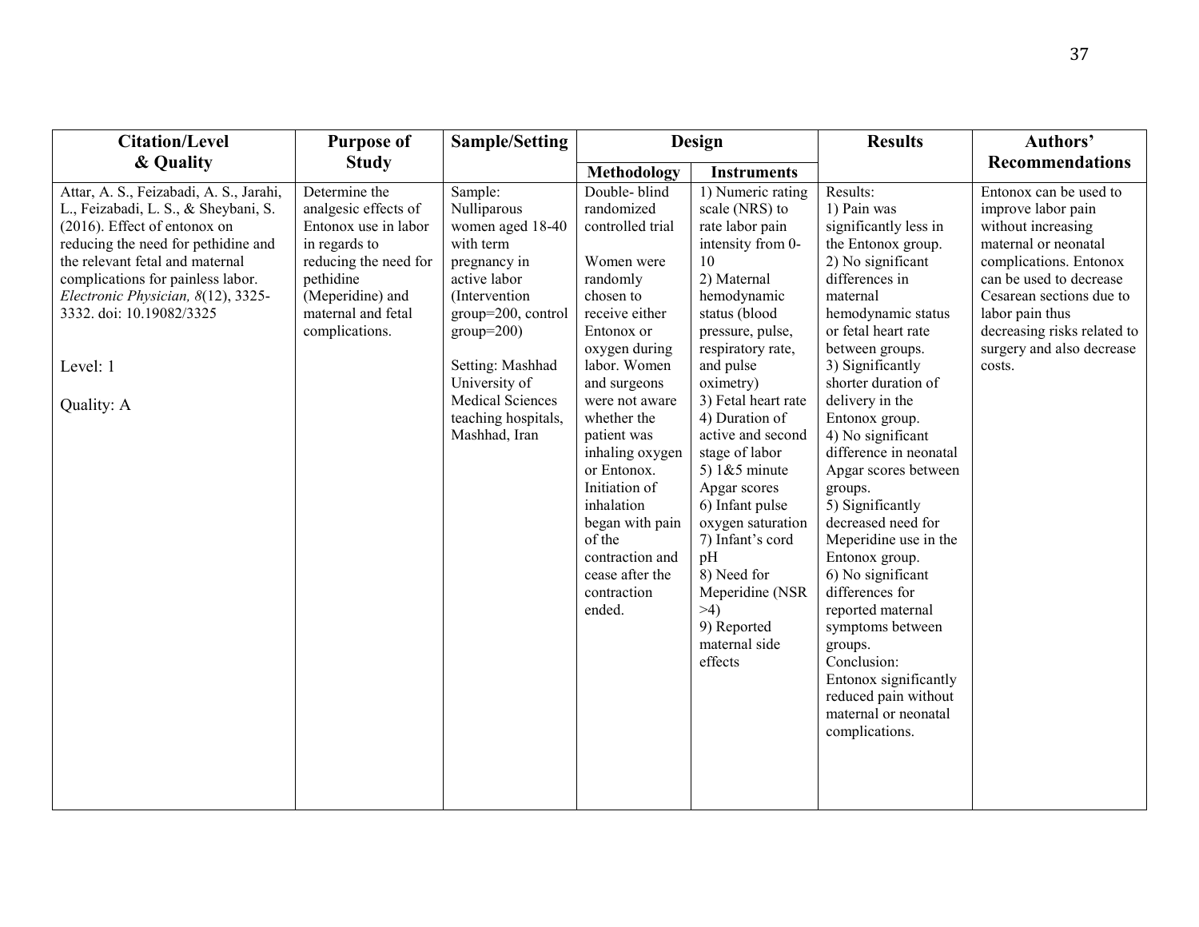| Citation/Level & Quality | Purpose of Study | Sample/Setting | Design | | Results | Authors' Recommendations |
|---|---|---|---|---|---|---|
| | | | Methodology | Instruments | | |
| Attar, A. S., Feizabadi, A. S., Jarahi, L., Feizabadi, L. S., & Sheybani, S. (2016). Effect of entonox on reducing the need for pethidine and the relevant fetal and maternal complications for painless labor. *Electronic Physician, 8*(12), 3325-3332. doi: 10.19082/3325<br><br>Level: 1<br><br>Quality: A | Determine the analgesic effects of Entonox use in labor in regards to reducing the need for pethidine (Meperidine) and maternal and fetal complications. | Sample: Nulliparous women aged 18-40 with term pregnancy in active labor (Intervention group=200, control group=200)<br><br>Setting: Mashhad University of Medical Sciences teaching hospitals, Mashhad, Iran | Double- blind randomized controlled trial<br><br>Women were randomly chosen to receive either Entonox or oxygen during labor. Women and surgeons were not aware whether the patient was inhaling oxygen or Entonox. Initiation of inhalation began with pain of the contraction and cease after the contraction ended. | 1) Numeric rating scale (NRS) to rate labor pain intensity from 0-10<br>2) Maternal hemodynamic status (blood pressure, pulse, respiratory rate, and pulse oximetry)<br>3) Fetal heart rate<br>4) Duration of active and second stage of labor<br>5) 1&5 minute Apgar scores<br>6) Infant pulse oxygen saturation<br>7) Infant's cord pH<br>8) Need for Meperidine (NSR >4)<br>9) Reported maternal side effects | Results:<br>1) Pain was significantly less in the Entonox group.<br>2) No significant differences in maternal hemodynamic status or fetal heart rate between groups.<br>3) Significantly shorter duration of delivery in the Entonox group.<br>4) No significant difference in neonatal Apgar scores between groups.<br>5) Significantly decreased need for Meperidine use in the Entonox group.<br>6) No significant differences for reported maternal symptoms between groups.<br>Conclusion:<br>Entonox significantly reduced pain without maternal or neonatal complications. | Entonox can be used to improve labor pain without increasing maternal or neonatal complications. Entonox can be used to decrease Cesarean sections due to labor pain thus decreasing risks related to surgery and also decrease costs. |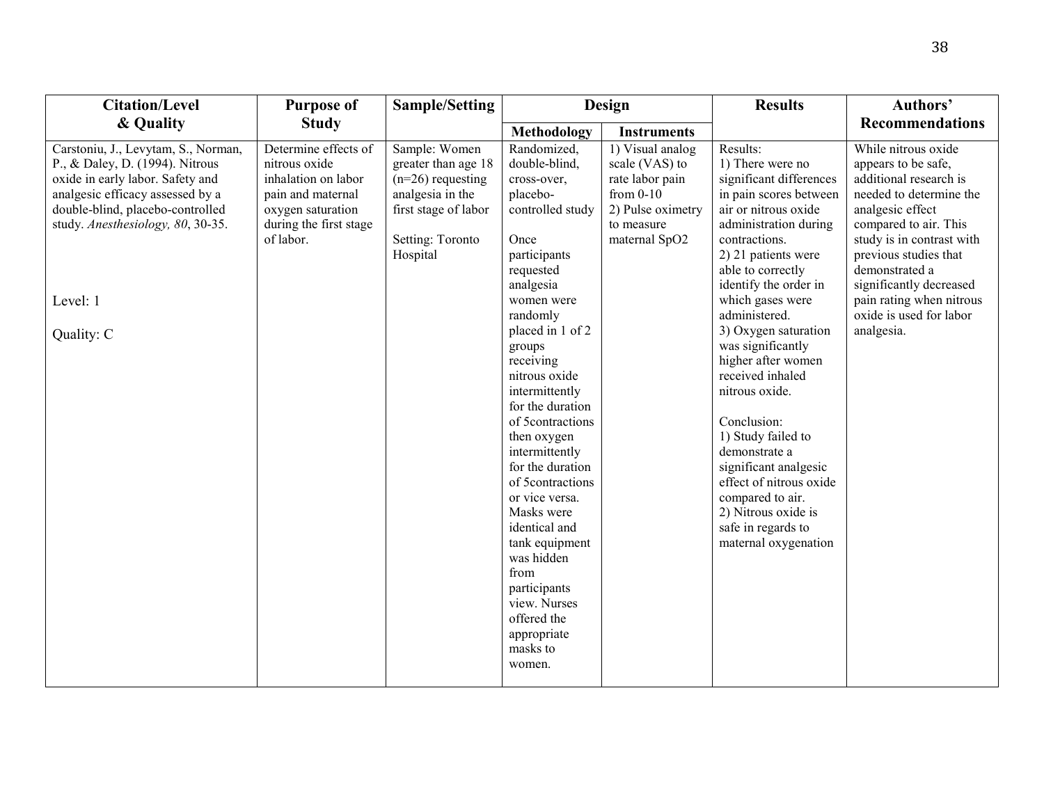| Citation/Level & Quality | Purpose of Study | Sample/Setting | Design | | Results | Authors' Recommendations |
|---|---|---|---|---|---|---|
| | | | Methodology | Instruments | | |
| Carstoniu, J., Levytam, S., Norman, P., & Daley, D. (1994). Nitrous oxide in early labor. Safety and analgesic efficacy assessed by a double-blind, placebo-controlled study. *Anesthesiology, 80*, 30-35.<br><br>Level: 1<br><br>Quality: C | Determine effects of nitrous oxide inhalation on labor pain and maternal oxygen saturation during the first stage of labor. | Sample: Women greater than age 18 (n=26) requesting analgesia in the first stage of labor<br><br>Setting: Toronto Hospital | Randomized, double-blind, cross-over, placebo-controlled study<br><br>Once participants requested analgesia women were randomly placed in 1 of 2 groups receiving nitrous oxide intermittently for the duration of 5contractions then oxygen intermittently for the duration of 5contractions or vice versa. Masks were identical and tank equipment was hidden from participants view. Nurses offered the appropriate masks to women. | 1) Visual analog scale (VAS) to rate labor pain from 0-10<br>2) Pulse oximetry to measure maternal SpO2 | Results:<br>1) There were no significant differences in pain scores between air or nitrous oxide administration during contractions.<br>2) 21 patients were able to correctly identify the order in which gases were administered.<br>3) Oxygen saturation was significantly higher after women received inhaled nitrous oxide.<br><br>Conclusion:<br>1) Study failed to demonstrate a significant analgesic effect of nitrous oxide compared to air.<br>2) Nitrous oxide is safe in regards to maternal oxygenation | While nitrous oxide appears to be safe, additional research is needed to determine the analgesic effect compared to air. This study is in contrast with previous studies that demonstrated a significantly decreased pain rating when nitrous oxide is used for labor analgesia. |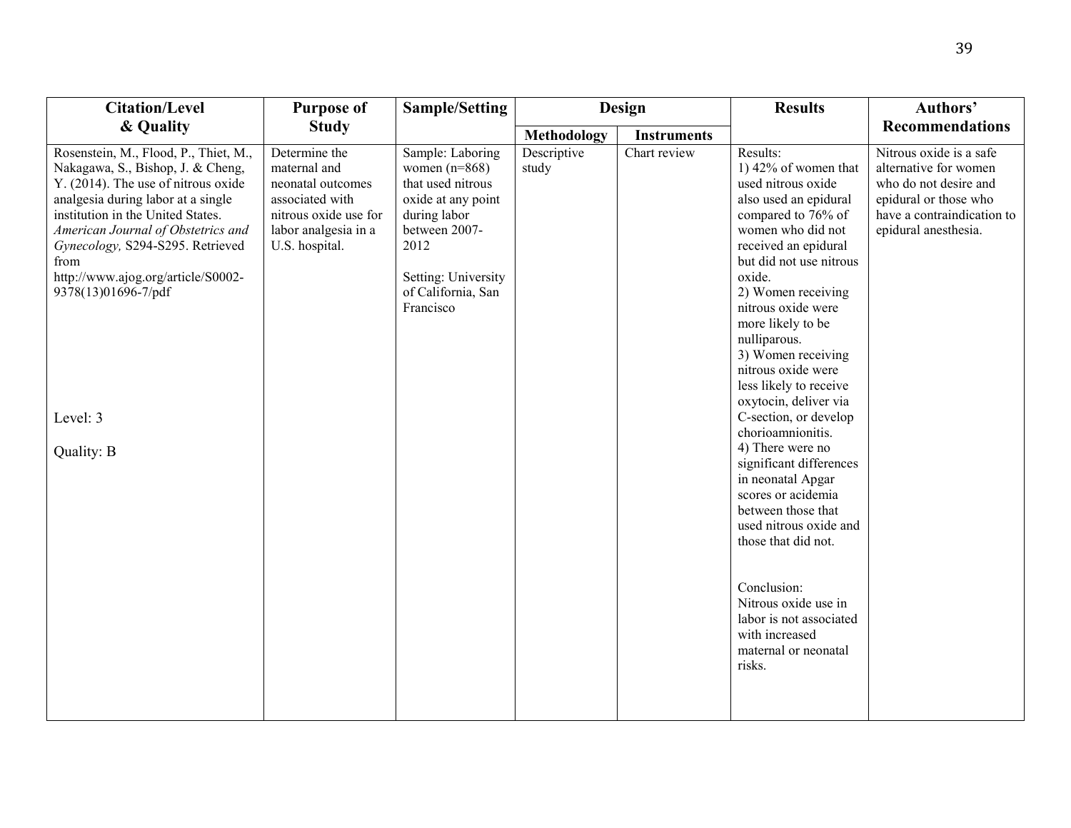| Citation/Level & Quality | Purpose of Study | Sample/Setting | Design | | Results | Authors' Recommendations |
|---|---|---|---|---|---|---|
| | | | Methodology | Instruments | | |
| Rosenstein, M., Flood, P., Thiet, M., Nakagawa, S., Bishop, J. & Cheng, Y. (2014). The use of nitrous oxide analgesia during labor at a single institution in the United States. *American Journal of Obstetrics and Gynecology,* S294-S295. Retrieved from http://www.ajog.org/article/S0002-9378(13)01696-7/pdf<br><br>Level: 3<br><br>Quality: B | Determine the maternal and neonatal outcomes associated with nitrous oxide use for labor analgesia in a U.S. hospital. | Sample: Laboring women (n=868) that used nitrous oxide at any point during labor between 2007-2012<br><br>Setting: University of California, San Francisco | Descriptive study | Chart review | Results:<br>1) 42% of women that used nitrous oxide also used an epidural compared to 76% of women who did not received an epidural but did not use nitrous oxide.<br>2) Women receiving nitrous oxide were more likely to be nulliparous.<br>3) Women receiving nitrous oxide were less likely to receive oxytocin, deliver via C-section, or develop chorioamnionitis.<br>4) There were no significant differences in neonatal Apgar scores or acidemia between those that used nitrous oxide and those that did not.<br><br>Conclusion:<br>Nitrous oxide use in labor is not associated with increased maternal or neonatal risks. | Nitrous oxide is a safe alternative for women who do not desire and epidural or those who have a contraindication to epidural anesthesia. |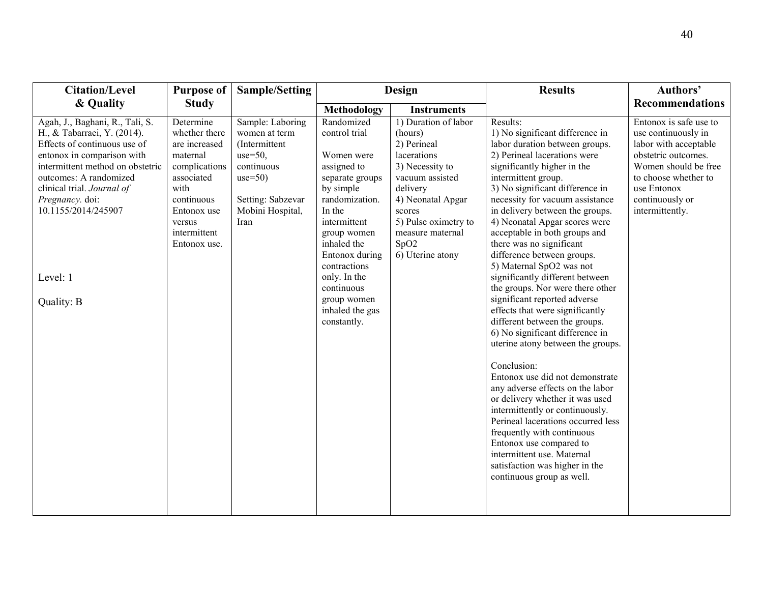| Citation/Level & Quality | Purpose of Study | Sample/Setting | Design | | Results | Authors' Recommendations |
|---|---|---|---|---|---|---|
| | | | Methodology | Instruments | | |
| Agah, J., Baghani, R., Tali, S. H., & Tabarraei, Y. (2014). Effects of continuous use of entonox in comparison with intermittent method on obstetric outcomes: A randomized clinical trial. *Journal of Pregnancy.* doi: 10.1155/2014/245907<br><br>Level: 1<br><br>Quality: B | Determine whether there are increased maternal complications associated with continuous Entonox use versus intermittent Entonox use. | Sample: Laboring women at term (Intermittent use=50, continuous use=50)<br><br>Setting: Sabzevar Mobini Hospital, Iran | Randomized control trial<br><br>Women were assigned to separate groups by simple randomization. In the intermittent group women inhaled the Entonox during contractions only. In the continuous group women inhaled the gas constantly. | 1) Duration of labor (hours)<br>2) Perineal lacerations<br>3) Necessity to vacuum assisted delivery<br>4) Neonatal Apgar scores<br>5) Pulse oximetry to measure maternal SpO2<br>6) Uterine atony | Results:<br>1) No significant difference in labor duration between groups.<br>2) Perineal lacerations were significantly higher in the intermittent group.<br>3) No significant difference in necessity for vacuum assistance in delivery between the groups.<br>4) Neonatal Apgar scores were acceptable in both groups and there was no significant difference between groups.<br>5) Maternal SpO2 was not significantly different between the groups. Nor were there other significant reported adverse effects that were significantly different between the groups.<br>6) No significant difference in uterine atony between the groups.<br><br>Conclusion:<br>Entonox use did not demonstrate any adverse effects on the labor or delivery whether it was used intermittently or continuously. Perineal lacerations occurred less frequently with continuous Entonox use compared to intermittent use. Maternal satisfaction was higher in the continuous group as well. | Entonox is safe use to use continuously in labor with acceptable obstetric outcomes. Women should be free to choose whether to use Entonox continuously or intermittently. |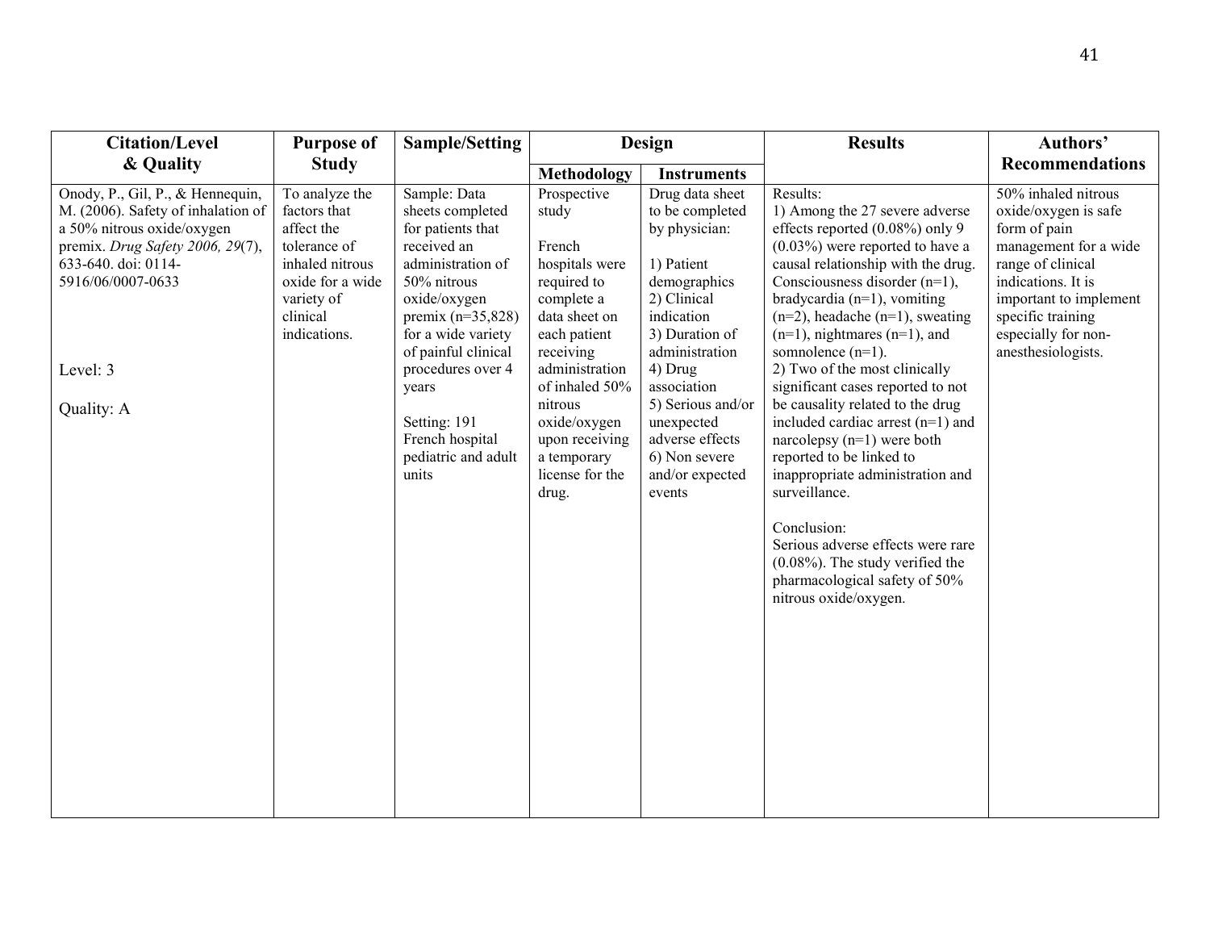| Citation/Level & Quality | Purpose of Study | Sample/Setting | Design | | Results | Authors' Recommendations |
|---|---|---|---|---|---|---|
| | | | Methodology | Instruments | | |
| Onody, P., Gil, P., & Hennequin, M. (2006). Safety of inhalation of a 50% nitrous oxide/oxygen premix. *Drug Safety 2006, 29*(7), 633-640. doi: 0114-5916/06/0007-0633<br><br>Level: 3<br><br>Quality: A | To analyze the factors that affect the tolerance of inhaled nitrous oxide for a wide variety of clinical indications. | Sample: Data sheets completed for patients that received an administration of 50% nitrous oxide/oxygen premix (n=35,828) for a wide variety of painful clinical procedures over 4 years<br><br>Setting: 191 French hospital pediatric and adult units | Prospective study<br><br>French hospitals were required to complete a data sheet on each patient receiving administration of inhaled 50% nitrous oxide/oxygen upon receiving a temporary license for the drug. | Drug data sheet to be completed by physician:<br><br>1) Patient demographics<br>2) Clinical indication<br>3) Duration of administration<br>4) Drug association<br>5) Serious and/or unexpected adverse effects<br>6) Non severe and/or expected events | Results:<br>1) Among the 27 severe adverse effects reported (0.08%) only 9 (0.03%) were reported to have a causal relationship with the drug. Consciousness disorder (n=1), bradycardia (n=1), vomiting (n=2), headache (n=1), sweating (n=1), nightmares (n=1), and somnolence (n=1).<br>2) Two of the most clinically significant cases reported to not be causality related to the drug included cardiac arrest (n=1) and narcolepsy (n=1) were both reported to be linked to inappropriate administration and surveillance.<br><br>Conclusion:<br>Serious adverse effects were rare (0.08%). The study verified the pharmacological safety of 50% nitrous oxide/oxygen. | 50% inhaled nitrous oxide/oxygen is safe form of pain management for a wide range of clinical indications. It is important to implement specific training especially for non-anesthesiologists. |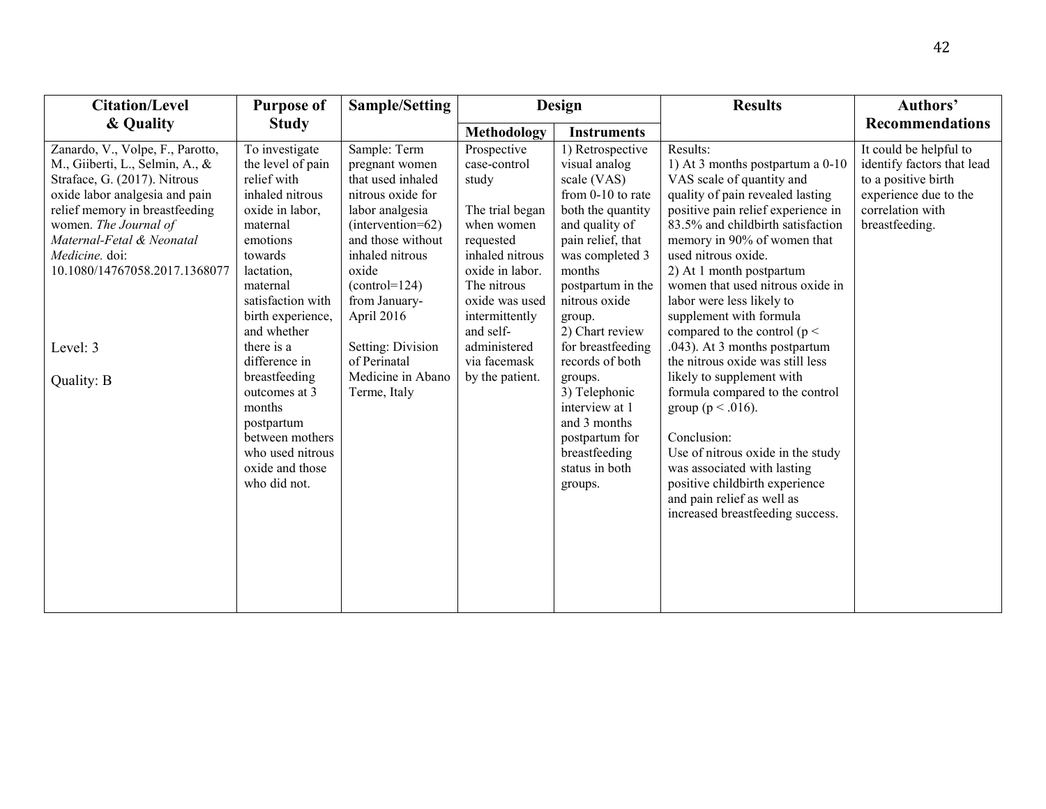| Citation/Level & Quality | Purpose of Study | Sample/Setting | Design | | Results | Authors' Recommendations |
|---|---|---|---|---|---|---|
| | | | Methodology | Instruments | | |
| Zanardo, V., Volpe, F., Parotto, M., Giiberti, L., Selmin, A., & Straface, G. (2017). Nitrous oxide labor analgesia and pain relief memory in breastfeeding women. *The Journal of Maternal-Fetal & Neonatal Medicine.* doi: 10.1080/14767058.2017.1368077<br><br>Level: 3<br><br>Quality: B | To investigate the level of pain relief with inhaled nitrous oxide in labor, maternal emotions towards lactation, maternal satisfaction with birth experience, and whether there is a difference in breastfeeding outcomes at 3 months postpartum between mothers who used nitrous oxide and those who did not. | Sample: Term pregnant women that used inhaled nitrous oxide for labor analgesia (intervention=62) and those without inhaled nitrous oxide (control=124) from January-April 2016<br><br>Setting: Division of Perinatal Medicine in Abano Terme, Italy | Prospective case-control study<br><br>The trial began when women requested inhaled nitrous oxide in labor. The nitrous oxide was used intermittently and self-administered via facemask by the patient. | 1) Retrospective visual analog scale (VAS) from 0-10 to rate both the quantity and quality of pain relief, that was completed 3 months postpartum in the nitrous oxide group.<br>2) Chart review for breastfeeding records of both groups.<br>3) Telephonic interview at 1 and 3 months postpartum for breastfeeding status in both groups. | Results:<br>1) At 3 months postpartum a 0-10 VAS scale of quantity and quality of pain revealed lasting positive pain relief experience in 83.5% and childbirth satisfaction memory in 90% of women that used nitrous oxide.<br>2) At 1 month postpartum women that used nitrous oxide in labor were less likely to supplement with formula compared to the control ($p < .043$). At 3 months postpartum the nitrous oxide was still less likely to supplement with formula compared to the control group ($p < .016$).<br><br>Conclusion:<br>Use of nitrous oxide in the study was associated with lasting positive childbirth experience and pain relief as well as increased breastfeeding success. | It could be helpful to identify factors that lead to a positive birth experience due to the correlation with breastfeeding. |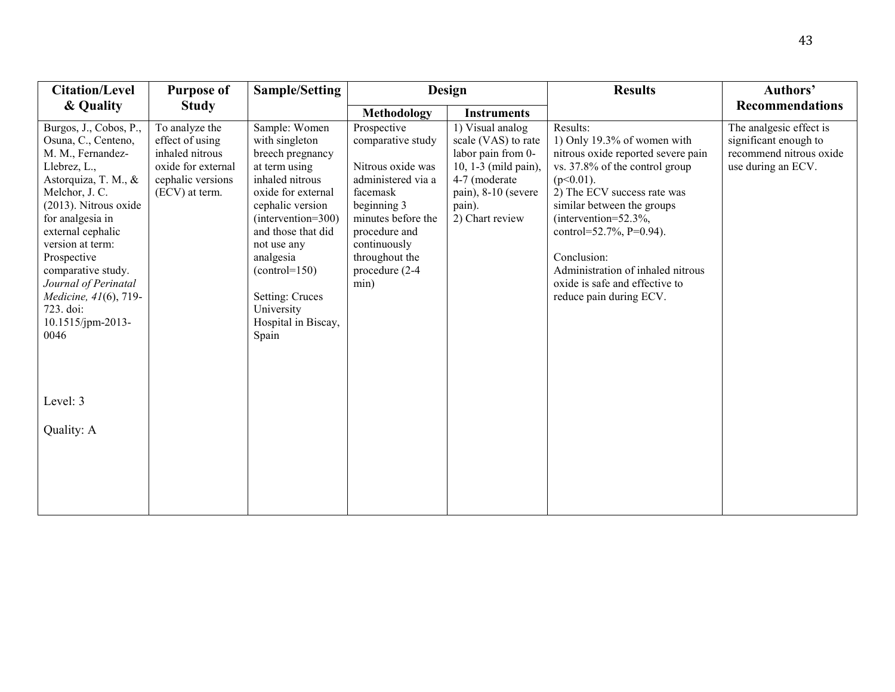| Citation/Level & Quality | Purpose of Study | Sample/Setting | Design | | Results | Authors' Recommendations |
|---|---|---|---|---|---|---|
| | | | Methodology | Instruments | | |
| Burgos, J., Cobos, P., Osuna, C., Centeno, M. M., Fernandez-Llebrez, L., Astorquiza, T. M., & Melchor, J. C. (2013). Nitrous oxide for analgesia in external cephalic version at term: Prospective comparative study. *Journal of Perinatal Medicine, 41*(6), 719-723. doi: 10.1515/jpm-2013-0046<br><br>Level: 3<br><br>Quality: A | To analyze the effect of using inhaled nitrous oxide for external cephalic versions (ECV) at term. | Sample: Women with singleton breech pregnancy at term using inhaled nitrous oxide for external cephalic version (intervention=300) and those that did not use any analgesia (control=150)<br><br>Setting: Cruces University Hospital in Biscay, Spain | Prospective comparative study<br><br>Nitrous oxide was administered via a facemask beginning 3 minutes before the procedure and continuously throughout the procedure (2-4 min) | 1) Visual analog scale (VAS) to rate labor pain from 0-10, 1-3 (mild pain), 4-7 (moderate pain), 8-10 (severe pain).<br>2) Chart review | Results:<br>1) Only 19.3% of women with nitrous oxide reported severe pain vs. 37.8% of the control group ($p<0.01$).<br>2) The ECV success rate was similar between the groups (intervention=52.3%, control=52.7%, $P=0.94$).<br><br>Conclusion:<br>Administration of inhaled nitrous oxide is safe and effective to reduce pain during ECV. | The analgesic effect is significant enough to recommend nitrous oxide use during an ECV. |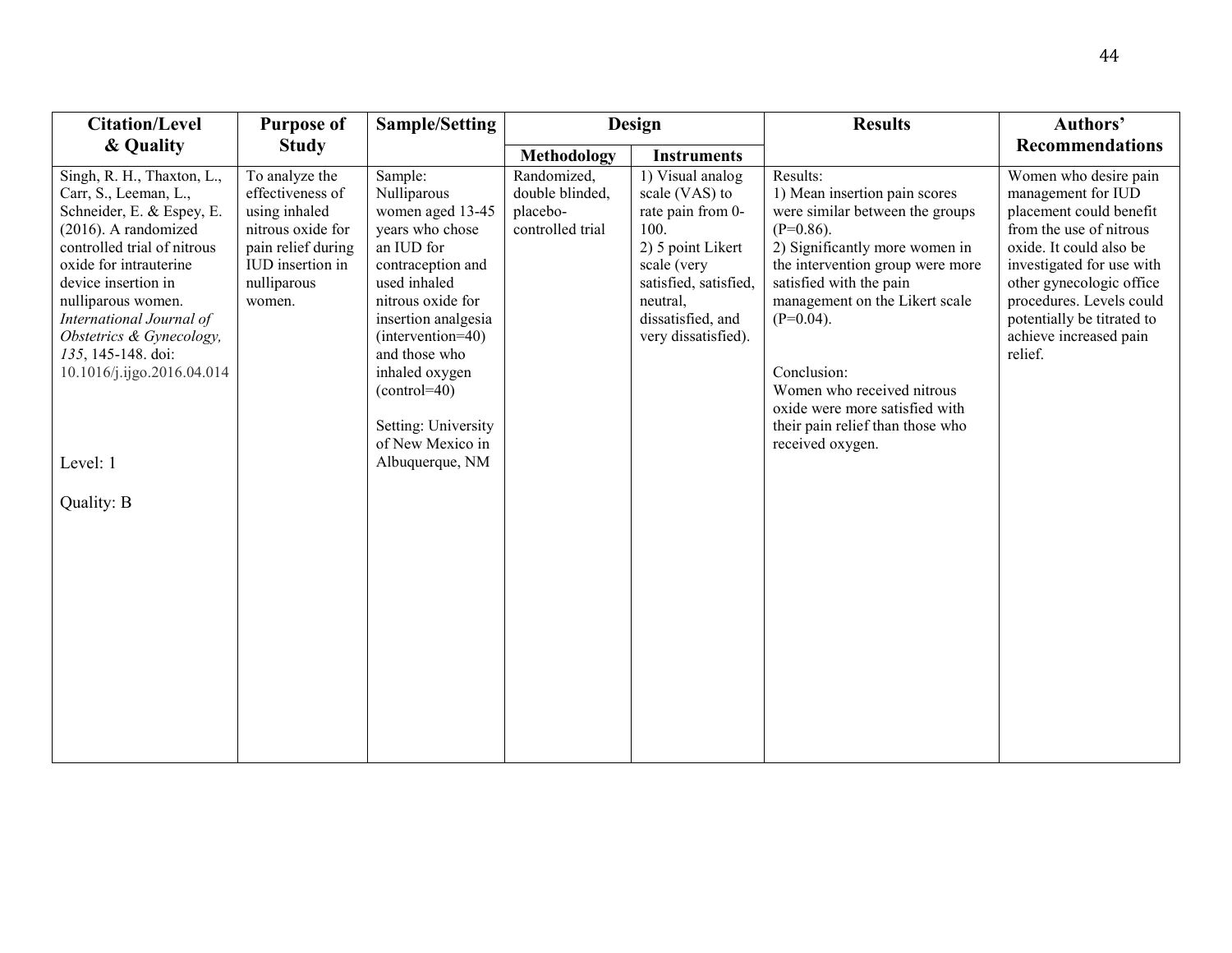| Citation/Level & Quality | Purpose of Study | Sample/Setting | Design | | Results | Authors' Recommendations |
|---|---|---|---|---|---|---|
| | | | Methodology | Instruments | | |
| Singh, R. H., Thaxton, L., Carr, S., Leeman, L., Schneider, E. & Espey, E. (2016). A randomized controlled trial of nitrous oxide for intrauterine device insertion in nulliparous women. *International Journal of Obstetrics & Gynecology, 135*, 145-148. doi: 10.1016/j.ijgo.2016.04.014<br><br>Level: 1<br><br>Quality: B | To analyze the effectiveness of using inhaled nitrous oxide for pain relief during IUD insertion in nulliparous women. | Sample: Nulliparous women aged 13-45 years who chose an IUD for contraception and used inhaled nitrous oxide for insertion analgesia (intervention=40) and those who inhaled oxygen (control=40)<br><br>Setting: University of New Mexico in Albuquerque, NM | Randomized, double blinded, placebo-controlled trial | 1) Visual analog scale (VAS) to rate pain from 0-100.<br>2) 5 point Likert scale (very satisfied, satisfied, neutral, dissatisfied, and very dissatisfied). | Results:<br>1) Mean insertion pain scores were similar between the groups ($P=0.86$).<br>2) Significantly more women in the intervention group were more satisfied with the pain management on the Likert scale ($P=0.04$).<br><br>Conclusion:<br>Women who received nitrous oxide were more satisfied with their pain relief than those who received oxygen. | Women who desire pain management for IUD placement could benefit from the use of nitrous oxide. It could also be investigated for use with other gynecologic office procedures. Levels could potentially be titrated to achieve increased pain relief. |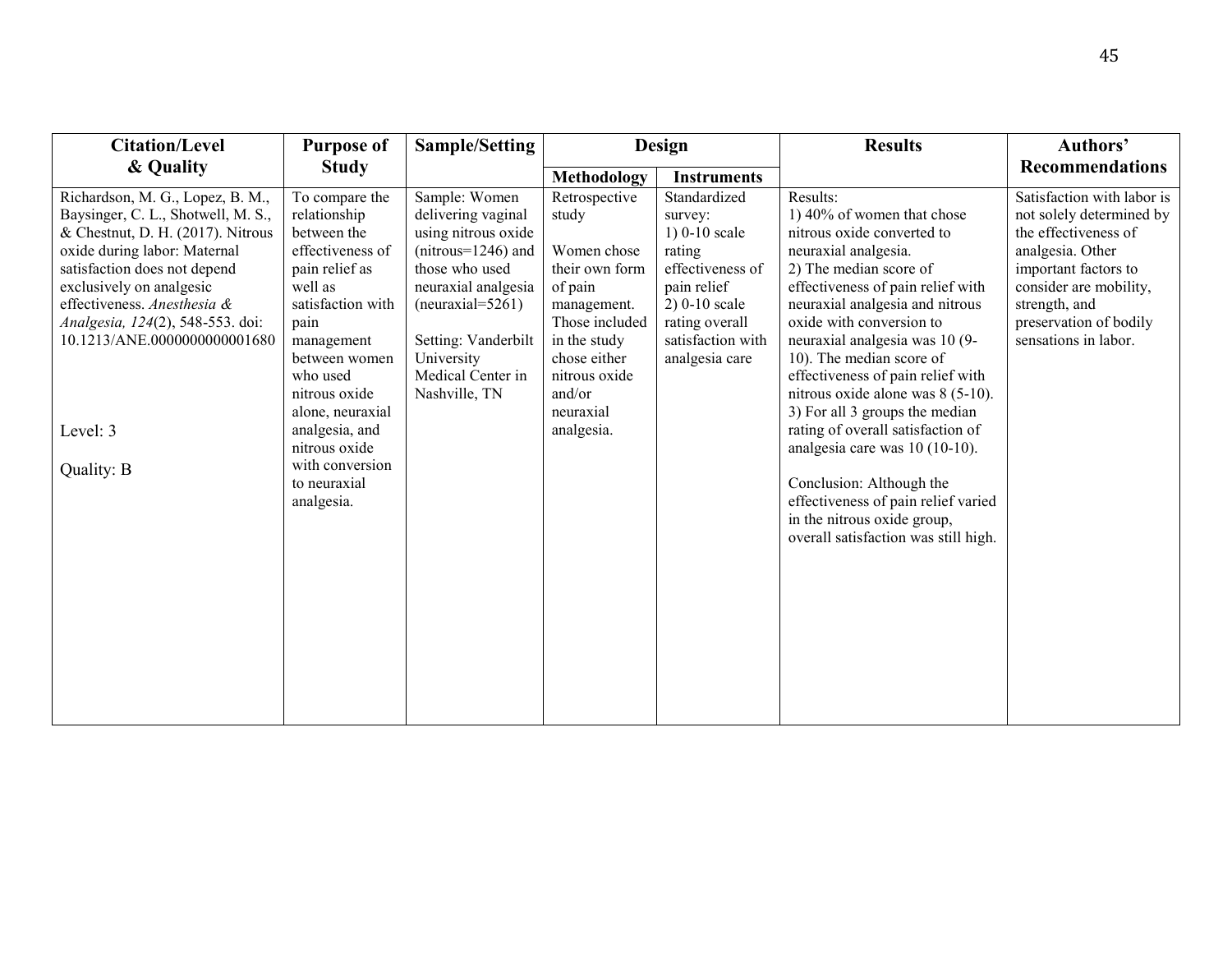| Citation/Level & Quality | Purpose of Study | Sample/Setting | Design | | Results | Authors' Recommendations |
|---|---|---|---|---|---|---|
| | | | Methodology | Instruments | | |
| Richardson, M. G., Lopez, B. M., Baysinger, C. L., Shotwell, M. S., & Chestnut, D. H. (2017). Nitrous oxide during labor: Maternal satisfaction does not depend exclusively on analgesic effectiveness. *Anesthesia & Analgesia, 124*(2), 548-553. doi: 10.1213/ANE.0000000000001680<br><br>Level: 3<br><br>Quality: B | To compare the relationship between the effectiveness of pain relief as well as satisfaction with pain management between women who used nitrous oxide alone, neuraxial analgesia, and nitrous oxide with conversion to neuraxial analgesia. | Sample: Women delivering vaginal using nitrous oxide (nitrous=1246) and those who used neuraxial analgesia (neuraxial=5261)<br><br>Setting: Vanderbilt University Medical Center in Nashville, TN | Retrospective study<br><br>Women chose their own form of pain management. Those included in the study chose either nitrous oxide and/or neuraxial analgesia. | Standardized survey:<br>1) 0-10 scale rating effectiveness of pain relief<br>2) 0-10 scale rating overall satisfaction with analgesia care | Results:<br>1) 40% of women that chose nitrous oxide converted to neuraxial analgesia.<br>2) The median score of effectiveness of pain relief with neuraxial analgesia and nitrous oxide with conversion to neuraxial analgesia was 10 (9-10). The median score of effectiveness of pain relief with nitrous oxide alone was 8 (5-10).<br>3) For all 3 groups the median rating of overall satisfaction of analgesia care was 10 (10-10).<br><br>Conclusion: Although the effectiveness of pain relief varied in the nitrous oxide group, overall satisfaction was still high. | Satisfaction with labor is not solely determined by the effectiveness of analgesia. Other important factors to consider are mobility, strength, and preservation of bodily sensations in labor. |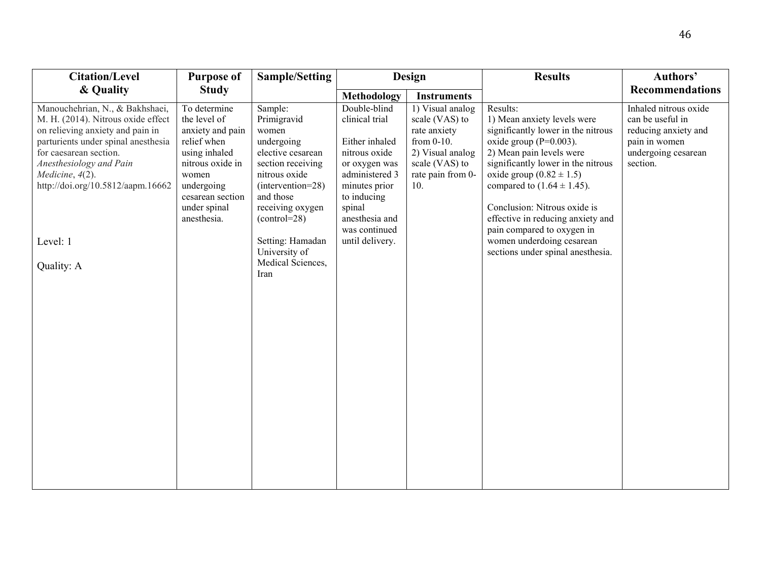| Citation/Level & Quality | Purpose of Study | Sample/Setting | Design | | Results | Authors' Recommendations |
|---|---|---|---|---|---|---|
| | | | Methodology | Instruments | | |
| Manouchehrian, N., & Bakhshaei, M. H. (2014). Nitrous oxide effect on relieving anxiety and pain in parturients under spinal anesthesia for caesarean section. *Anesthesiology and Pain Medicine*, *4*(2). http://doi.org/10.5812/aapm.16662<br><br>Level: 1<br><br>Quality: A | To determine the level of anxiety and pain relief when using inhaled nitrous oxide in women undergoing cesarean section under spinal anesthesia. | Sample: Primigravid women undergoing elective cesarean section receiving nitrous oxide (intervention=28) and those receiving oxygen (control=28)<br><br>Setting: Hamadan University of Medical Sciences, Iran | Double-blind clinical trial<br><br>Either inhaled nitrous oxide or oxygen was administered 3 minutes prior to inducing spinal anesthesia and was continued until delivery. | 1) Visual analog scale (VAS) to rate anxiety from 0-10.<br>2) Visual analog scale (VAS) to rate pain from 0-10. | Results:<br>1) Mean anxiety levels were significantly lower in the nitrous oxide group (P=0.003).<br>2) Mean pain levels were significantly lower in the nitrous oxide group ($0.82 \pm 1.5$) compared to ($1.64 \pm 1.45$).<br><br>Conclusion: Nitrous oxide is effective in reducing anxiety and pain compared to oxygen in women underdoing cesarean sections under spinal anesthesia. | Inhaled nitrous oxide can be useful in reducing anxiety and pain in women undergoing cesarean section. |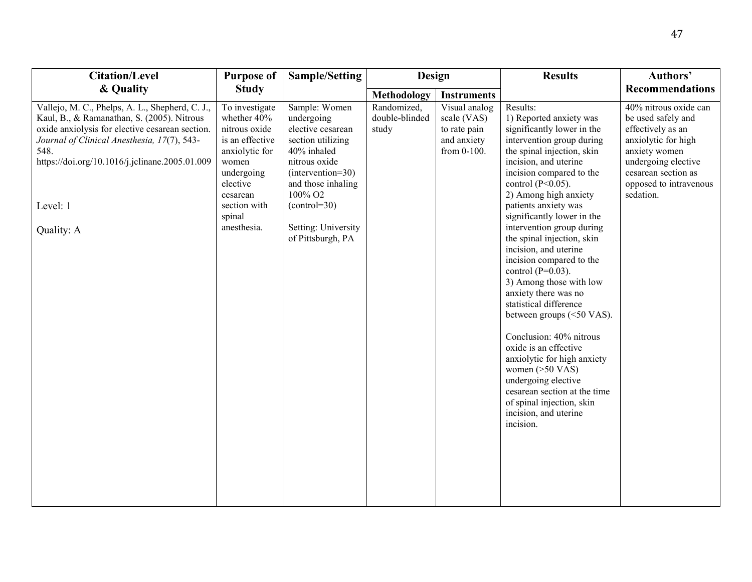| Citation/Level & Quality | Purpose of Study | Sample/Setting | Design | | Results | Authors' Recommendations |
|---|---|---|---|---|---|---|
| | | | Methodology | Instruments | | |
| Vallejo, M. C., Phelps, A. L., Shepherd, C. J., Kaul, B., & Ramanathan, S. (2005). Nitrous oxide anxiolysis for elective cesarean section. *Journal of Clinical Anesthesia, 17*(7), 543-548. https://doi.org/10.1016/j.jclinane.2005.01.009<br><br>Level: 1<br><br>Quality: A | To investigate whether 40% nitrous oxide is an effective anxiolytic for women undergoing elective cesarean section with spinal anesthesia. | Sample: Women undergoing elective cesarean section utilizing 40% inhaled nitrous oxide (intervention=30) and those inhaling 100% $O_2$ (control=30)<br><br>Setting: University of Pittsburgh, PA | Randomized, double-blinded study | Visual analog scale (VAS) to rate pain and anxiety from 0-100. | Results:<br>1) Reported anxiety was significantly lower in the intervention group during the spinal injection, skin incision, and uterine incision compared to the control ($P<0.05$).<br>2) Among high anxiety patients anxiety was significantly lower in the intervention group during the spinal injection, skin incision, and uterine incision compared to the control ($P=0.03$).<br>3) Among those with low anxiety there was no statistical difference between groups (<50 VAS).<br><br>Conclusion: 40% nitrous oxide is an effective anxiolytic for high anxiety women (>50 VAS) undergoing elective cesarean section at the time of spinal injection, skin incision, and uterine incision. | 40% nitrous oxide can be used safely and effectively as an anxiolytic for high anxiety women undergoing elective cesarean section as opposed to intravenous sedation. |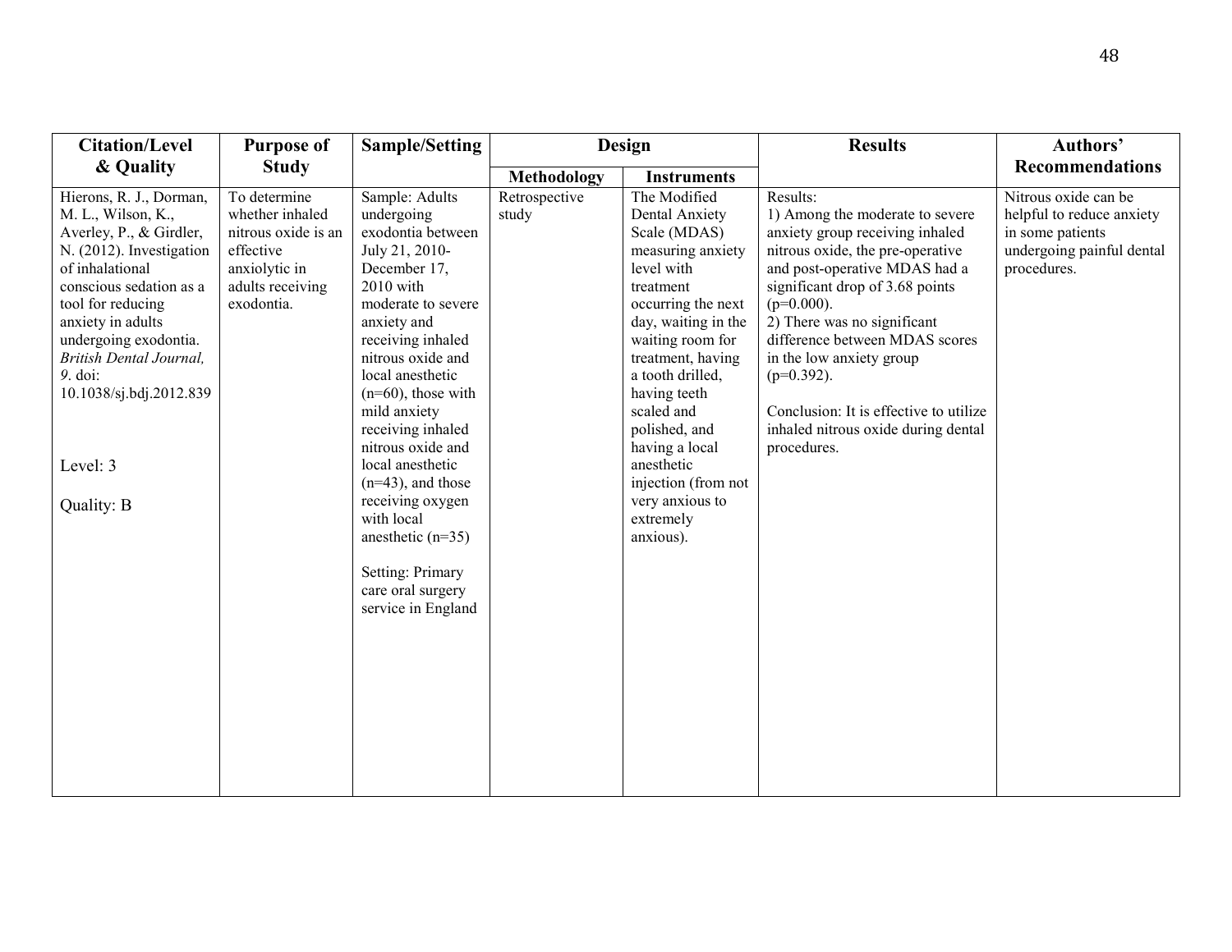| Citation/Level & Quality | Purpose of Study | Sample/Setting | Design | | Results | Authors' Recommendations |
|---|---|---|---|---|---|---|
| | | | Methodology | Instruments | | |
| Hierons, R. J., Dorman, M. L., Wilson, K., Averley, P., & Girdler, N. (2012). Investigation of inhalational conscious sedation as a tool for reducing anxiety in adults undergoing exodontia. *British Dental Journal, 9*. doi: 10.1038/sj.bdj.2012.839<br><br>Level: 3<br><br>Quality: B | To determine whether inhaled nitrous oxide is an effective anxiolytic in adults receiving exodontia. | Sample: Adults undergoing exodontia between July 21, 2010- December 17, 2010 with moderate to severe anxiety and receiving inhaled nitrous oxide and local anesthetic (n=60), those with mild anxiety receiving inhaled nitrous oxide and local anesthetic (n=43), and those receiving oxygen with local anesthetic (n=35)<br><br>Setting: Primary care oral surgery service in England | Retrospective study | The Modified Dental Anxiety Scale (MDAS) measuring anxiety level with treatment occurring the next day, waiting in the waiting room for treatment, having a tooth drilled, having teeth scaled and polished, and having a local anesthetic injection (from not very anxious to extremely anxious). | Results:<br>1) Among the moderate to severe anxiety group receiving inhaled nitrous oxide, the pre-operative and post-operative MDAS had a significant drop of 3.68 points ($p=0.000$).<br>2) There was no significant difference between MDAS scores in the low anxiety group ($p=0.392$).<br><br>Conclusion: It is effective to utilize inhaled nitrous oxide during dental procedures. | Nitrous oxide can be helpful to reduce anxiety in some patients undergoing painful dental procedures. |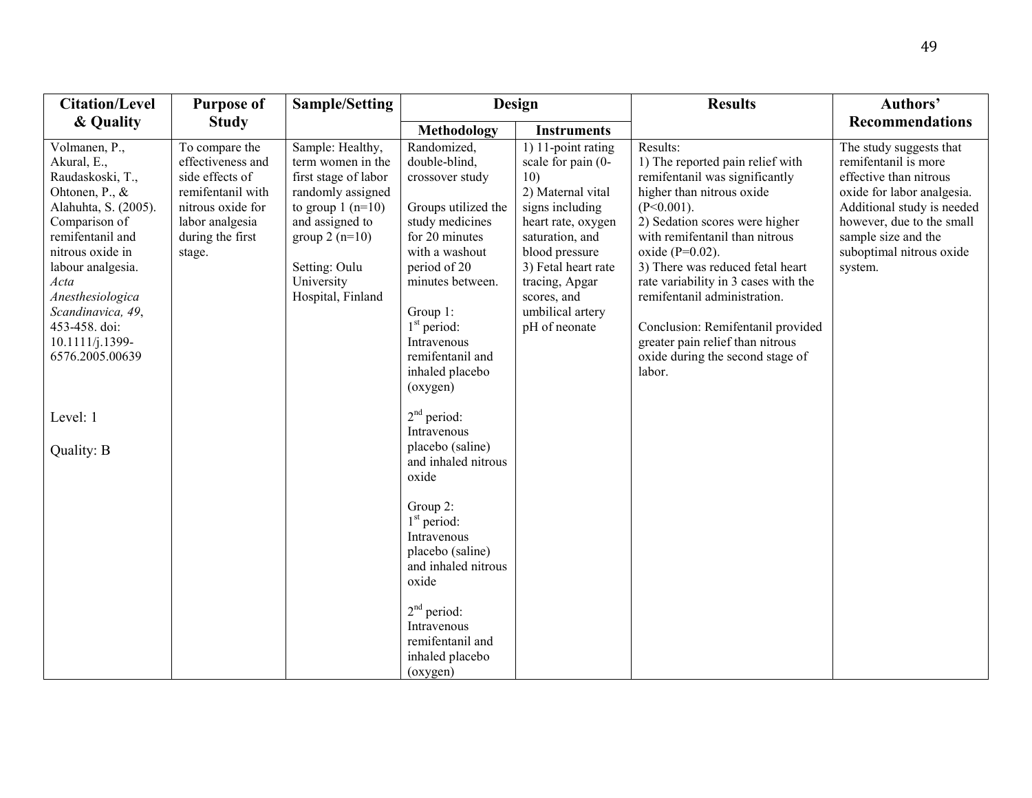| Citation/Level & Quality | Purpose of Study | Sample/Setting | Design | | Results | Authors' Recommendations |
|---|---|---|---|---|---|---|
| | | | **Methodology** | **Instruments** | | |
| Volmanen, P., Akural, E., Raudaskoski, T., Ohtonen, P., & Alahuhta, S. (2005). Comparison of remifentanil and nitrous oxide in labour analgesia. *Acta Anesthesiologica Scandinavica, 49*, 453-458. doi: 10.1111/j.1399-6576.2005.00639<br><br>Level: 1<br><br>Quality: B | To compare the effectiveness and side effects of remifentanil with nitrous oxide for labor analgesia during the first stage. | Sample: Healthy, term women in the first stage of labor randomly assigned to group 1 (n=10) and assigned to group 2 (n=10)<br><br>Setting: Oulu University Hospital, Finland | Randomized, double-blind, crossover study<br><br>Groups utilized the study medicines for 20 minutes with a washout period of 20 minutes between.<br><br>Group 1:<br>1st period: Intravenous remifentanil and inhaled placebo (oxygen)<br><br>2nd period: Intravenous placebo (saline) and inhaled nitrous oxide<br><br>Group 2:<br>1st period: Intravenous placebo (saline) and inhaled nitrous oxide<br><br>2nd period: Intravenous remifentanil and inhaled placebo (oxygen) | 1) 11-point rating scale for pain (0-10)<br>2) Maternal vital signs including heart rate, oxygen saturation, and blood pressure<br>3) Fetal heart rate tracing, Apgar scores, and umbilical artery pH of neonate | Results:<br>1) The reported pain relief with remifentanil was significantly higher than nitrous oxide (P<0.001).<br>2) Sedation scores were higher with remifentanil than nitrous oxide (P=0.02).<br>3) There was reduced fetal heart rate variability in 3 cases with the remifentanil administration.<br><br>Conclusion: Remifentanil provided greater pain relief than nitrous oxide during the second stage of labor. | The study suggests that remifentanil is more effective than nitrous oxide for labor analgesia. Additional study is needed however, due to the small sample size and the suboptimal nitrous oxide system. |